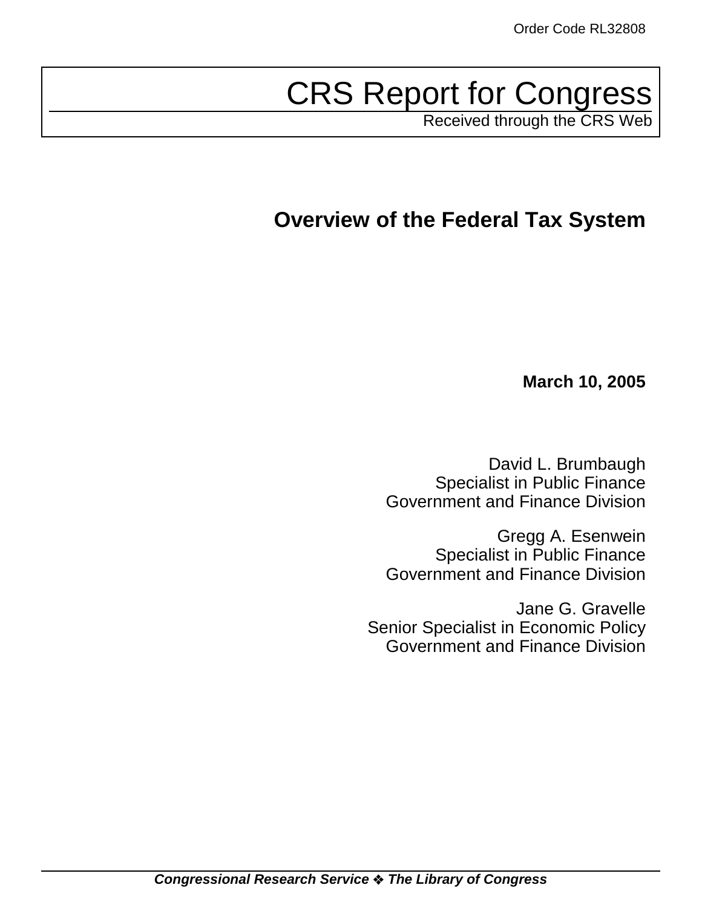Order Code RL32808

# CRS Report for Congress

Received through the CRS Web

## Overview of the Federal Tax System

**March 10, 2005**

David L. Brumbaugh
Specialist in Public Finance
Government and Finance Division

Gregg A. Esenwein
Specialist in Public Finance
Government and Finance Division

Jane G. Gravelle
Senior Specialist in Economic Policy
Government and Finance Division

***Congressional Research Service ❖ The Library of Congress***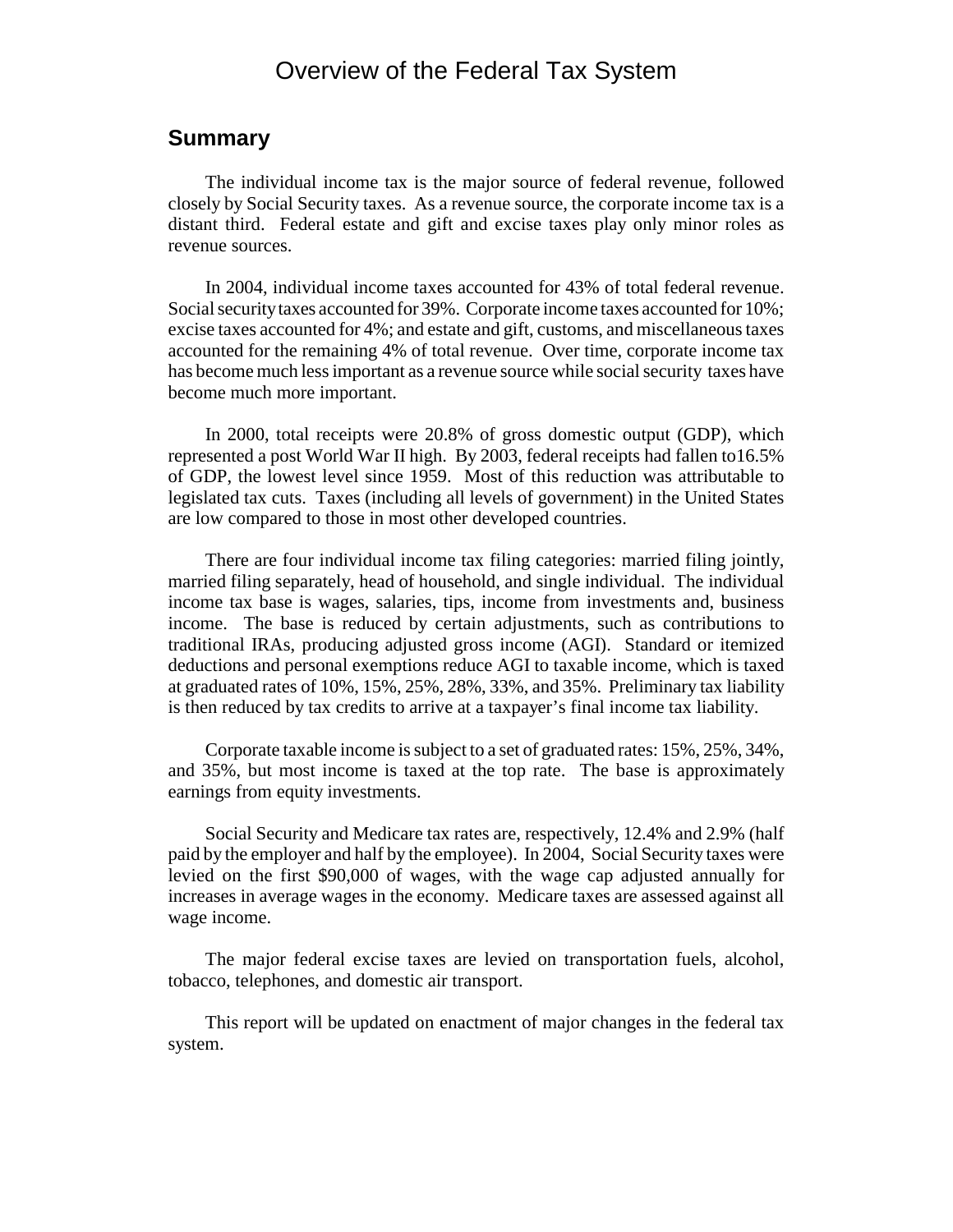# Overview of the Federal Tax System

## Summary

The individual income tax is the major source of federal revenue, followed closely by Social Security taxes. As a revenue source, the corporate income tax is a distant third. Federal estate and gift and excise taxes play only minor roles as revenue sources.

In 2004, individual income taxes accounted for 43% of total federal revenue. Social security taxes accounted for 39%. Corporate income taxes accounted for 10%; excise taxes accounted for 4%; and estate and gift, customs, and miscellaneous taxes accounted for the remaining 4% of total revenue. Over time, corporate income tax has become much less important as a revenue source while social security taxes have become much more important.

In 2000, total receipts were 20.8% of gross domestic output (GDP), which represented a post World War II high. By 2003, federal receipts had fallen to16.5% of GDP, the lowest level since 1959. Most of this reduction was attributable to legislated tax cuts. Taxes (including all levels of government) in the United States are low compared to those in most other developed countries.

There are four individual income tax filing categories: married filing jointly, married filing separately, head of household, and single individual. The individual income tax base is wages, salaries, tips, income from investments and, business income. The base is reduced by certain adjustments, such as contributions to traditional IRAs, producing adjusted gross income (AGI). Standard or itemized deductions and personal exemptions reduce AGI to taxable income, which is taxed at graduated rates of 10%, 15%, 25%, 28%, 33%, and 35%. Preliminary tax liability is then reduced by tax credits to arrive at a taxpayer's final income tax liability.

Corporate taxable income is subject to a set of graduated rates: 15%, 25%, 34%, and 35%, but most income is taxed at the top rate. The base is approximately earnings from equity investments.

Social Security and Medicare tax rates are, respectively, 12.4% and 2.9% (half paid by the employer and half by the employee). In 2004, Social Security taxes were levied on the first $90,000 of wages, with the wage cap adjusted annually for increases in average wages in the economy. Medicare taxes are assessed against all wage income.

The major federal excise taxes are levied on transportation fuels, alcohol, tobacco, telephones, and domestic air transport.

This report will be updated on enactment of major changes in the federal tax system.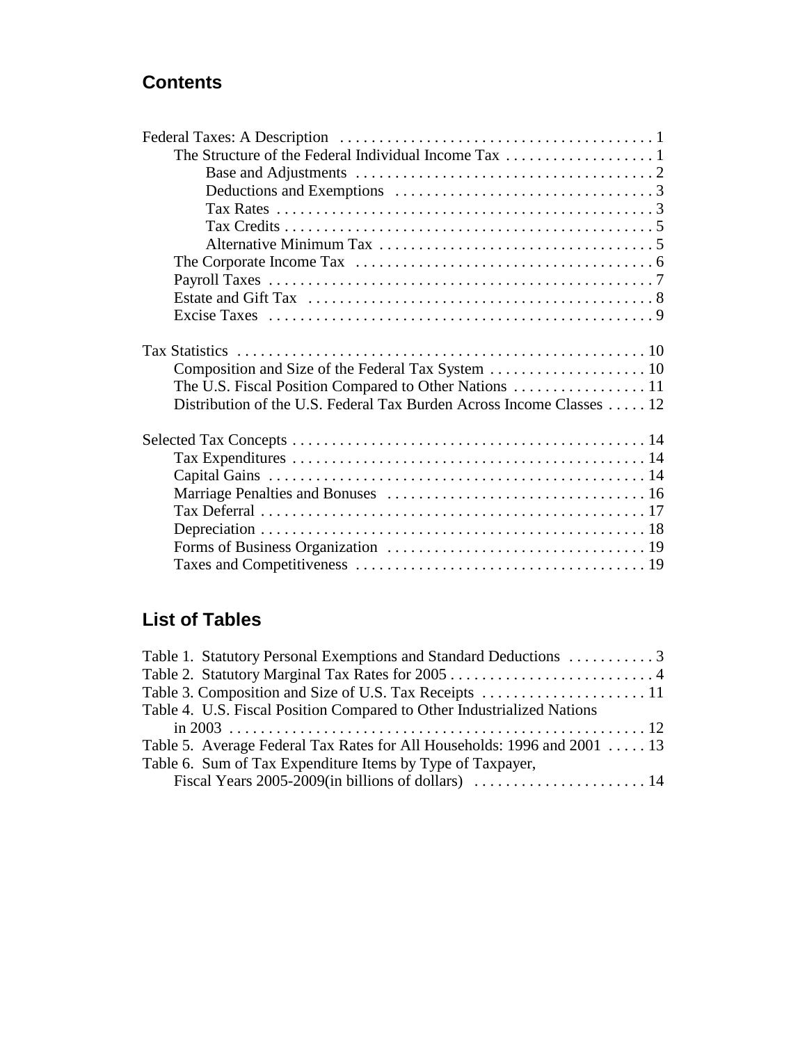## Contents

Federal Taxes: A Description . . . . . . . . . . . . . . . . . . . . . . . . . . . . . . . . . . . . . . . . 1
- The Structure of the Federal Individual Income Tax . . . . . . . . . . . . . . . . . . . 1
  - Base and Adjustments . . . . . . . . . . . . . . . . . . . . . . . . . . . . . . . . . . . . . . 2
  - Deductions and Exemptions . . . . . . . . . . . . . . . . . . . . . . . . . . . . . . . . . 3
  - Tax Rates . . . . . . . . . . . . . . . . . . . . . . . . . . . . . . . . . . . . . . . . . . . . . . . . 3
  - Tax Credits . . . . . . . . . . . . . . . . . . . . . . . . . . . . . . . . . . . . . . . . . . . . . . . 5
  - Alternative Minimum Tax . . . . . . . . . . . . . . . . . . . . . . . . . . . . . . . . . . . 5
- The Corporate Income Tax . . . . . . . . . . . . . . . . . . . . . . . . . . . . . . . . . . . . . . 6
- Payroll Taxes . . . . . . . . . . . . . . . . . . . . . . . . . . . . . . . . . . . . . . . . . . . . . . . . . 7
- Estate and Gift Tax . . . . . . . . . . . . . . . . . . . . . . . . . . . . . . . . . . . . . . . . . . . . 8
- Excise Taxes . . . . . . . . . . . . . . . . . . . . . . . . . . . . . . . . . . . . . . . . . . . . . . . . . 9

Tax Statistics . . . . . . . . . . . . . . . . . . . . . . . . . . . . . . . . . . . . . . . . . . . . . . . . . . . . 10
- Composition and Size of the Federal Tax System . . . . . . . . . . . . . . . . . . . . 10
- The U.S. Fiscal Position Compared to Other Nations . . . . . . . . . . . . . . . . . 11
- Distribution of the U.S. Federal Tax Burden Across Income Classes . . . . . 12

Selected Tax Concepts . . . . . . . . . . . . . . . . . . . . . . . . . . . . . . . . . . . . . . . . . . . . 14
- Tax Expenditures . . . . . . . . . . . . . . . . . . . . . . . . . . . . . . . . . . . . . . . . . . . . . 14
- Capital Gains . . . . . . . . . . . . . . . . . . . . . . . . . . . . . . . . . . . . . . . . . . . . . . . . 14
- Marriage Penalties and Bonuses . . . . . . . . . . . . . . . . . . . . . . . . . . . . . . . . . 16
- Tax Deferral . . . . . . . . . . . . . . . . . . . . . . . . . . . . . . . . . . . . . . . . . . . . . . . . . 17
- Depreciation . . . . . . . . . . . . . . . . . . . . . . . . . . . . . . . . . . . . . . . . . . . . . . . . . 18
- Forms of Business Organization . . . . . . . . . . . . . . . . . . . . . . . . . . . . . . . . . 19
- Taxes and Competitiveness . . . . . . . . . . . . . . . . . . . . . . . . . . . . . . . . . . . . . 19

## List of Tables

Table 1. Statutory Personal Exemptions and Standard Deductions . . . . . . . . . . . 3
Table 2. Statutory Marginal Tax Rates for 2005 . . . . . . . . . . . . . . . . . . . . . . . . . . 4
Table 3. Composition and Size of U.S. Tax Receipts . . . . . . . . . . . . . . . . . . . . . 11
Table 4. U.S. Fiscal Position Compared to Other Industrialized Nations in 2003 . . . . . . . . . . . . . . . . . . . . . . . . . . . . . . . . . . . . . . . . . . . . . . . . . . . . . 12
Table 5. Average Federal Tax Rates for All Households: 1996 and 2001 . . . . . 13
Table 6. Sum of Tax Expenditure Items by Type of Taxpayer, Fiscal Years 2005-2009(in billions of dollars) . . . . . . . . . . . . . . . . . . . . . . 14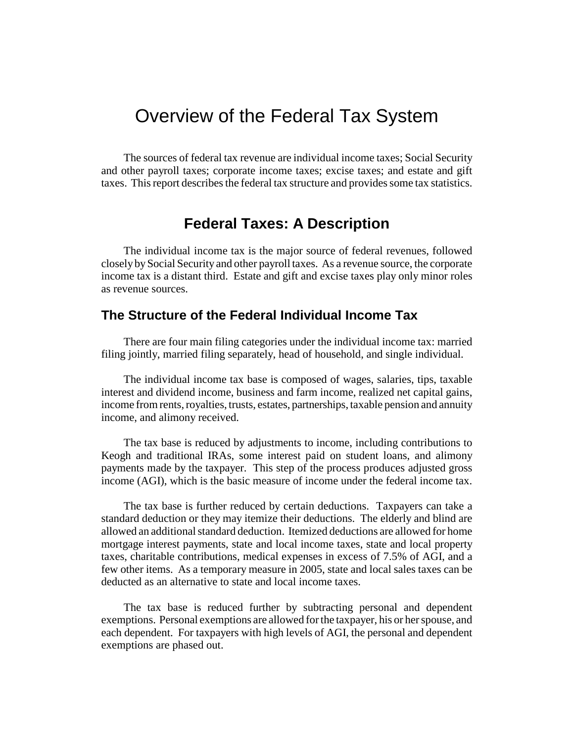# Overview of the Federal Tax System

The sources of federal tax revenue are individual income taxes; Social Security and other payroll taxes; corporate income taxes; excise taxes; and estate and gift taxes. This report describes the federal tax structure and provides some tax statistics.

## Federal Taxes: A Description

The individual income tax is the major source of federal revenues, followed closely by Social Security and other payroll taxes. As a revenue source, the corporate income tax is a distant third. Estate and gift and excise taxes play only minor roles as revenue sources.

### The Structure of the Federal Individual Income Tax

There are four main filing categories under the individual income tax: married filing jointly, married filing separately, head of household, and single individual.

The individual income tax base is composed of wages, salaries, tips, taxable interest and dividend income, business and farm income, realized net capital gains, income from rents, royalties, trusts, estates, partnerships, taxable pension and annuity income, and alimony received.

The tax base is reduced by adjustments to income, including contributions to Keogh and traditional IRAs, some interest paid on student loans, and alimony payments made by the taxpayer. This step of the process produces adjusted gross income (AGI), which is the basic measure of income under the federal income tax.

The tax base is further reduced by certain deductions. Taxpayers can take a standard deduction or they may itemize their deductions. The elderly and blind are allowed an additional standard deduction. Itemized deductions are allowed for home mortgage interest payments, state and local income taxes, state and local property taxes, charitable contributions, medical expenses in excess of 7.5% of AGI, and a few other items. As a temporary measure in 2005, state and local sales taxes can be deducted as an alternative to state and local income taxes.

The tax base is reduced further by subtracting personal and dependent exemptions. Personal exemptions are allowed for the taxpayer, his or her spouse, and each dependent. For taxpayers with high levels of AGI, the personal and dependent exemptions are phased out.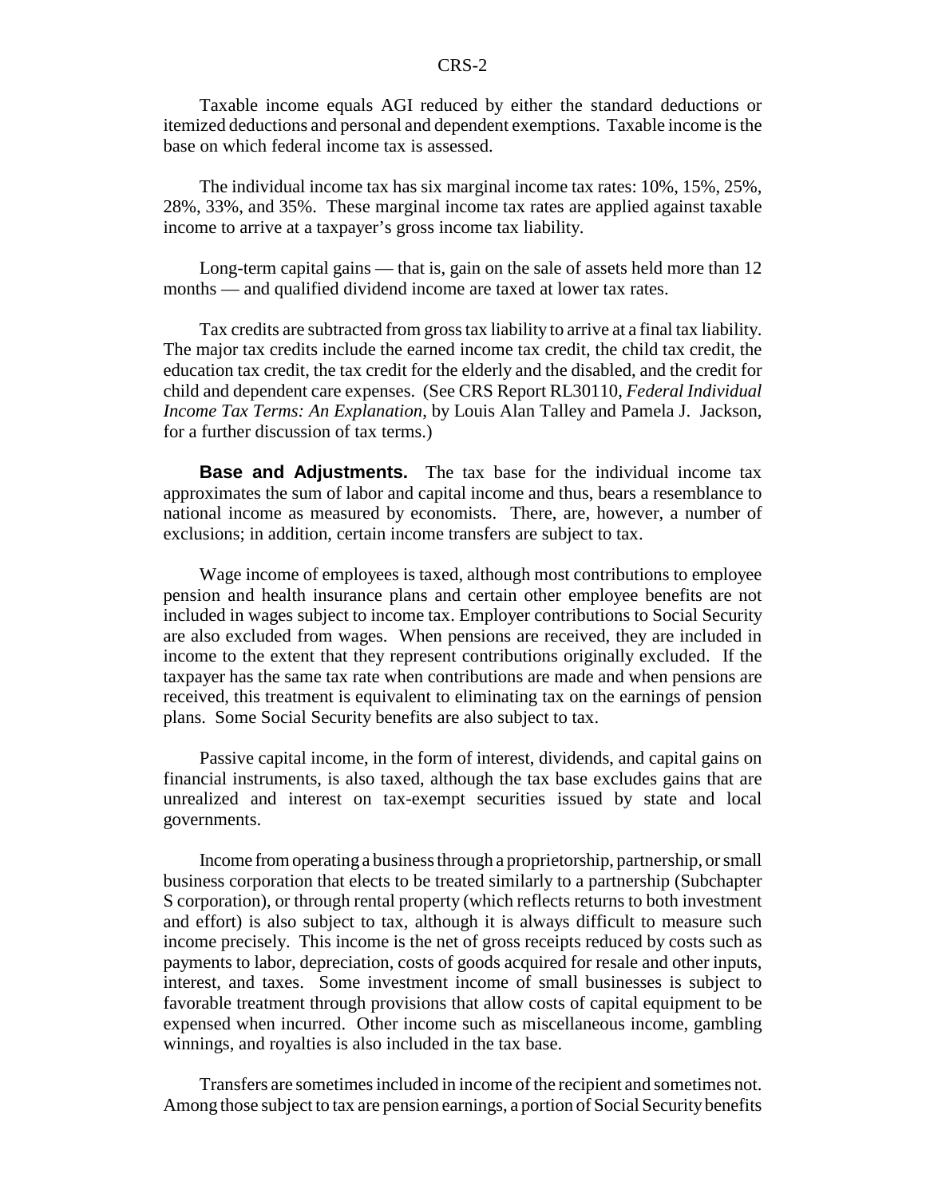Taxable income equals AGI reduced by either the standard deductions or itemized deductions and personal and dependent exemptions. Taxable income is the base on which federal income tax is assessed.

The individual income tax has six marginal income tax rates: 10%, 15%, 25%, 28%, 33%, and 35%. These marginal income tax rates are applied against taxable income to arrive at a taxpayer's gross income tax liability.

Long-term capital gains — that is, gain on the sale of assets held more than 12 months — and qualified dividend income are taxed at lower tax rates.

Tax credits are subtracted from gross tax liability to arrive at a final tax liability. The major tax credits include the earned income tax credit, the child tax credit, the education tax credit, the tax credit for the elderly and the disabled, and the credit for child and dependent care expenses. (See CRS Report RL30110, *Federal Individual Income Tax Terms: An Explanation*, by Louis Alan Talley and Pamela J. Jackson, for a further discussion of tax terms.)

**Base and Adjustments.** The tax base for the individual income tax approximates the sum of labor and capital income and thus, bears a resemblance to national income as measured by economists. There, are, however, a number of exclusions; in addition, certain income transfers are subject to tax.

Wage income of employees is taxed, although most contributions to employee pension and health insurance plans and certain other employee benefits are not included in wages subject to income tax. Employer contributions to Social Security are also excluded from wages. When pensions are received, they are included in income to the extent that they represent contributions originally excluded. If the taxpayer has the same tax rate when contributions are made and when pensions are received, this treatment is equivalent to eliminating tax on the earnings of pension plans. Some Social Security benefits are also subject to tax.

Passive capital income, in the form of interest, dividends, and capital gains on financial instruments, is also taxed, although the tax base excludes gains that are unrealized and interest on tax-exempt securities issued by state and local governments.

Income from operating a business through a proprietorship, partnership, or small business corporation that elects to be treated similarly to a partnership (Subchapter S corporation), or through rental property (which reflects returns to both investment and effort) is also subject to tax, although it is always difficult to measure such income precisely. This income is the net of gross receipts reduced by costs such as payments to labor, depreciation, costs of goods acquired for resale and other inputs, interest, and taxes. Some investment income of small businesses is subject to favorable treatment through provisions that allow costs of capital equipment to be expensed when incurred. Other income such as miscellaneous income, gambling winnings, and royalties is also included in the tax base.

Transfers are sometimes included in income of the recipient and sometimes not. Among those subject to tax are pension earnings, a portion of Social Security benefits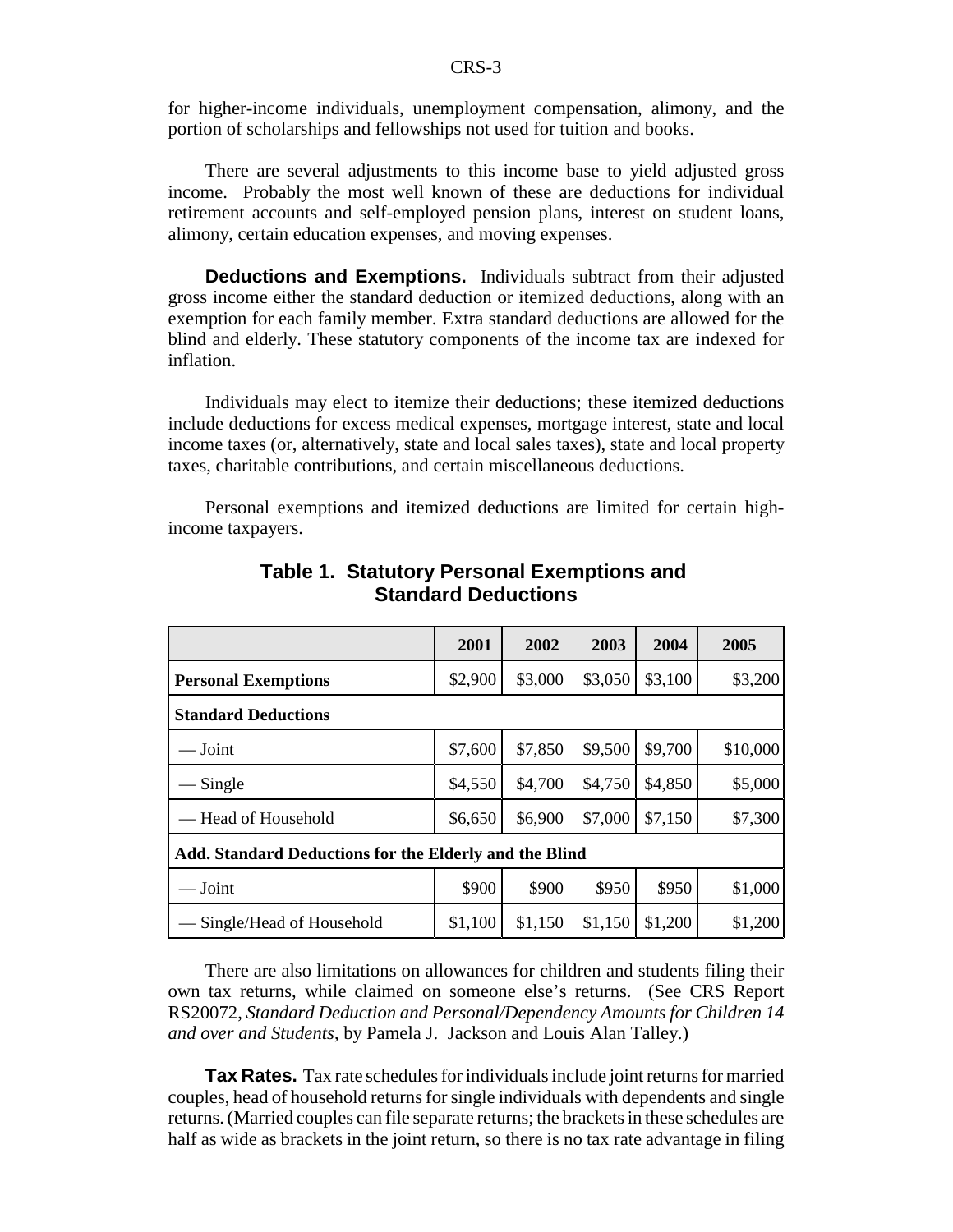for higher-income individuals, unemployment compensation, alimony, and the portion of scholarships and fellowships not used for tuition and books.

There are several adjustments to this income base to yield adjusted gross income. Probably the most well known of these are deductions for individual retirement accounts and self-employed pension plans, interest on student loans, alimony, certain education expenses, and moving expenses.

**Deductions and Exemptions.** Individuals subtract from their adjusted gross income either the standard deduction or itemized deductions, along with an exemption for each family member. Extra standard deductions are allowed for the blind and elderly. These statutory components of the income tax are indexed for inflation.

Individuals may elect to itemize their deductions; these itemized deductions include deductions for excess medical expenses, mortgage interest, state and local income taxes (or, alternatively, state and local sales taxes), state and local property taxes, charitable contributions, and certain miscellaneous deductions.

Personal exemptions and itemized deductions are limited for certain high-income taxpayers.

**Table 1. Statutory Personal Exemptions and Standard Deductions**

| | 2001 | 2002 | 2003 | 2004 | 2005 |
|---|---|---|---|---|---|
| **Personal Exemptions** | $2,900 | $3,000 | $3,050 | $3,100 | $3,200 |
| **Standard Deductions** | | | | | |
| — Joint | $7,600 | $7,850 | $9,500 | $9,700 | $10,000 |
| — Single | $4,550 | $4,700 | $4,750 | $4,850 | $5,000 |
| — Head of Household | $6,650 | $6,900 | $7,000 | $7,150 | $7,300 |
| **Add. Standard Deductions for the Elderly and the Blind** | | | | | |
| — Joint | $900 | $900 | $950 | $950 | $1,000 |
| — Single/Head of Household | $1,100 | $1,150 | $1,150 | $1,200 | $1,200 |

There are also limitations on allowances for children and students filing their own tax returns, while claimed on someone else's returns. (See CRS Report RS20072, *Standard Deduction and Personal/Dependency Amounts for Children 14 and over and Students*, by Pamela J. Jackson and Louis Alan Talley.)

**Tax Rates.** Tax rate schedules for individuals include joint returns for married couples, head of household returns for single individuals with dependents and single returns. (Married couples can file separate returns; the brackets in these schedules are half as wide as brackets in the joint return, so there is no tax rate advantage in filing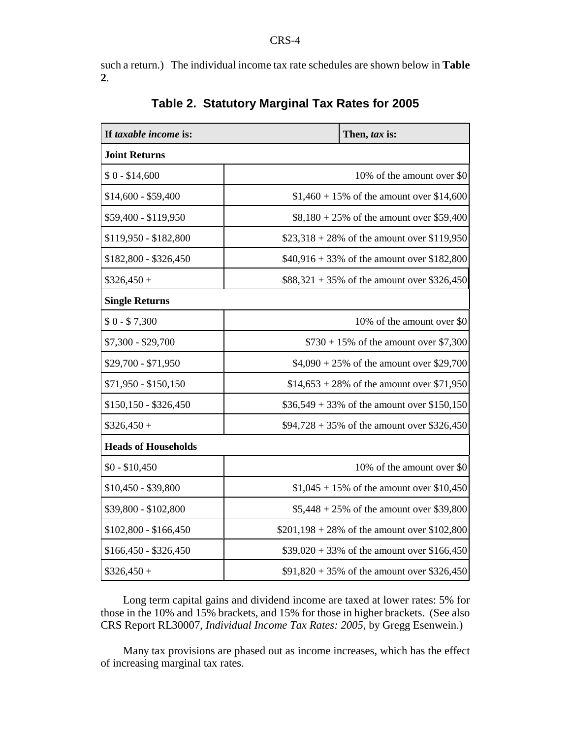such a return.) The individual income tax rate schedules are shown below in **Table 2**.

## Table 2. Statutory Marginal Tax Rates for 2005

| If *taxable income* is: | Then, *tax* is: |
|---|---|
| **Joint Returns** | |
| $ 0 - $14,600 | 10% of the amount over $0 |
| $14,600 - $59,400 | $1,460 + 15% of the amount over $14,600 |
| $59,400 - $119,950 | $8,180 + 25% of the amount over $59,400 |
| $119,950 - $182,800 | $23,318 + 28% of the amount over $119,950 |
| $182,800 - $326,450 | $40,916 + 33% of the amount over $182,800 |
| $326,450 + | $88,321 + 35% of the amount over $326,450 |
| **Single Returns** | |
| $ 0 - $ 7,300 | 10% of the amount over $0 |
| $7,300 - $29,700 | $730 + 15% of the amount over $7,300 |
| $29,700 - $71,950 | $4,090 + 25% of the amount over $29,700 |
| $71,950 - $150,150 | $14,653 + 28% of the amount over $71,950 |
| $150,150 - $326,450 | $36,549 + 33% of the amount over $150,150 |
| $326,450 + | $94,728 + 35% of the amount over $326,450 |
| **Heads of Households** | |
| $0 - $10,450 | 10% of the amount over $0 |
| $10,450 - $39,800 | $1,045 + 15% of the amount over $10,450 |
| $39,800 - $102,800 | $5,448 + 25% of the amount over $39,800 |
| $102,800 - $166,450 | $201,198 + 28% of the amount over $102,800 |
| $166,450 - $326,450 | $39,020 + 33% of the amount over $166,450 |
| $326,450 + | $91,820 + 35% of the amount over $326,450 |

Long term capital gains and dividend income are taxed at lower rates: 5% for those in the 10% and 15% brackets, and 15% for those in higher brackets. (See also CRS Report RL30007, *Individual Income Tax Rates: 2005*, by Gregg Esenwein.)

Many tax provisions are phased out as income increases, which has the effect of increasing marginal tax rates.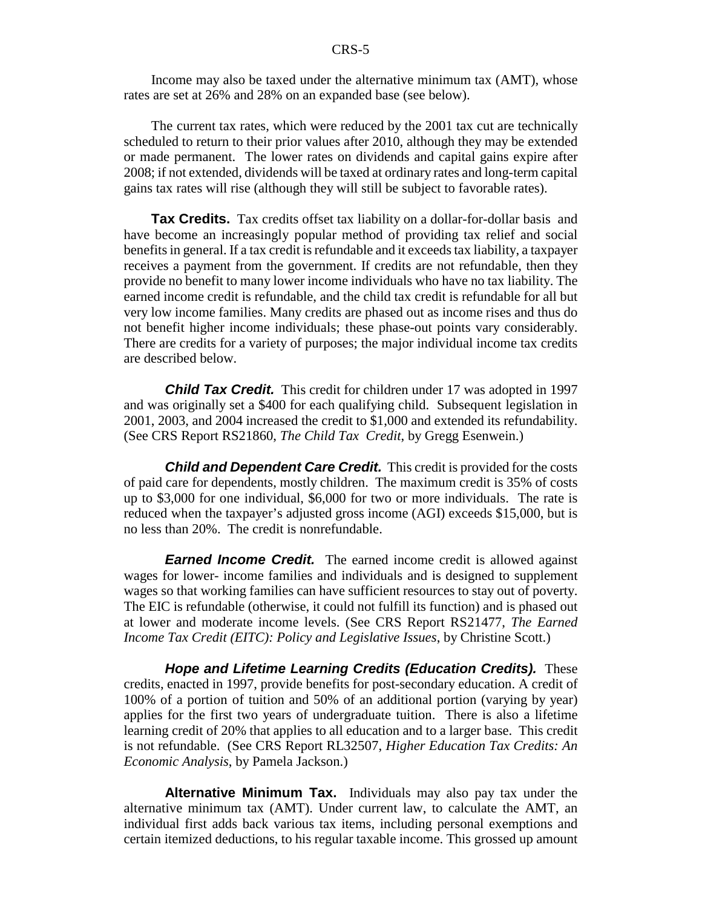Income may also be taxed under the alternative minimum tax (AMT), whose rates are set at 26% and 28% on an expanded base (see below).

The current tax rates, which were reduced by the 2001 tax cut are technically scheduled to return to their prior values after 2010, although they may be extended or made permanent. The lower rates on dividends and capital gains expire after 2008; if not extended, dividends will be taxed at ordinary rates and long-term capital gains tax rates will rise (although they will still be subject to favorable rates).

**Tax Credits.** Tax credits offset tax liability on a dollar-for-dollar basis and have become an increasingly popular method of providing tax relief and social benefits in general. If a tax credit is refundable and it exceeds tax liability, a taxpayer receives a payment from the government. If credits are not refundable, then they provide no benefit to many lower income individuals who have no tax liability. The earned income credit is refundable, and the child tax credit is refundable for all but very low income families. Many credits are phased out as income rises and thus do not benefit higher income individuals; these phase-out points vary considerably. There are credits for a variety of purposes; the major individual income tax credits are described below.

***Child Tax Credit.*** This credit for children under 17 was adopted in 1997 and was originally set a $400 for each qualifying child. Subsequent legislation in 2001, 2003, and 2004 increased the credit to $1,000 and extended its refundability. (See CRS Report RS21860, *The Child Tax Credit*, by Gregg Esenwein.)

***Child and Dependent Care Credit.*** This credit is provided for the costs of paid care for dependents, mostly children. The maximum credit is 35% of costs up to $3,000 for one individual, $6,000 for two or more individuals. The rate is reduced when the taxpayer's adjusted gross income (AGI) exceeds $15,000, but is no less than 20%. The credit is nonrefundable.

***Earned Income Credit.*** The earned income credit is allowed against wages for lower- income families and individuals and is designed to supplement wages so that working families can have sufficient resources to stay out of poverty. The EIC is refundable (otherwise, it could not fulfill its function) and is phased out at lower and moderate income levels. (See CRS Report RS21477, *The Earned Income Tax Credit (EITC): Policy and Legislative Issues*, by Christine Scott.)

***Hope and Lifetime Learning Credits (Education Credits).*** These credits, enacted in 1997, provide benefits for post-secondary education. A credit of 100% of a portion of tuition and 50% of an additional portion (varying by year) applies for the first two years of undergraduate tuition. There is also a lifetime learning credit of 20% that applies to all education and to a larger base. This credit is not refundable. (See CRS Report RL32507, *Higher Education Tax Credits: An Economic Analysis*, by Pamela Jackson.)

**Alternative Minimum Tax.** Individuals may also pay tax under the alternative minimum tax (AMT). Under current law, to calculate the AMT, an individual first adds back various tax items, including personal exemptions and certain itemized deductions, to his regular taxable income. This grossed up amount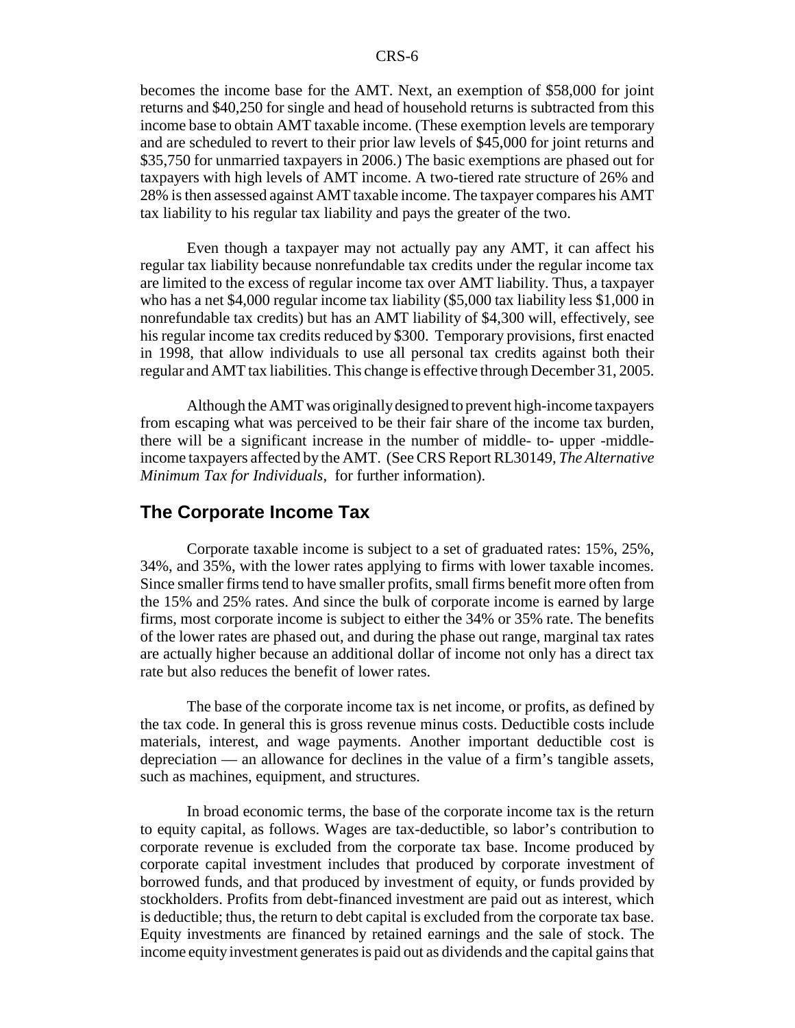becomes the income base for the AMT. Next, an exemption of $58,000 for joint returns and $40,250 for single and head of household returns is subtracted from this income base to obtain AMT taxable income. (These exemption levels are temporary and are scheduled to revert to their prior law levels of $45,000 for joint returns and $35,750 for unmarried taxpayers in 2006.) The basic exemptions are phased out for taxpayers with high levels of AMT income. A two-tiered rate structure of 26% and 28% is then assessed against AMT taxable income. The taxpayer compares his AMT tax liability to his regular tax liability and pays the greater of the two.

Even though a taxpayer may not actually pay any AMT, it can affect his regular tax liability because nonrefundable tax credits under the regular income tax are limited to the excess of regular income tax over AMT liability. Thus, a taxpayer who has a net $4,000 regular income tax liability ($5,000 tax liability less $1,000 in nonrefundable tax credits) but has an AMT liability of $4,300 will, effectively, see his regular income tax credits reduced by $300. Temporary provisions, first enacted in 1998, that allow individuals to use all personal tax credits against both their regular and AMT tax liabilities. This change is effective through December 31, 2005.

Although the AMT was originally designed to prevent high-income taxpayers from escaping what was perceived to be their fair share of the income tax burden, there will be a significant increase in the number of middle- to- upper -middle-income taxpayers affected by the AMT. (See CRS Report RL30149, *The Alternative Minimum Tax for Individuals*, for further information).

## The Corporate Income Tax

Corporate taxable income is subject to a set of graduated rates: 15%, 25%, 34%, and 35%, with the lower rates applying to firms with lower taxable incomes. Since smaller firms tend to have smaller profits, small firms benefit more often from the 15% and 25% rates. And since the bulk of corporate income is earned by large firms, most corporate income is subject to either the 34% or 35% rate. The benefits of the lower rates are phased out, and during the phase out range, marginal tax rates are actually higher because an additional dollar of income not only has a direct tax rate but also reduces the benefit of lower rates.

The base of the corporate income tax is net income, or profits, as defined by the tax code. In general this is gross revenue minus costs. Deductible costs include materials, interest, and wage payments. Another important deductible cost is depreciation — an allowance for declines in the value of a firm's tangible assets, such as machines, equipment, and structures.

In broad economic terms, the base of the corporate income tax is the return to equity capital, as follows. Wages are tax-deductible, so labor's contribution to corporate revenue is excluded from the corporate tax base. Income produced by corporate capital investment includes that produced by corporate investment of borrowed funds, and that produced by investment of equity, or funds provided by stockholders. Profits from debt-financed investment are paid out as interest, which is deductible; thus, the return to debt capital is excluded from the corporate tax base. Equity investments are financed by retained earnings and the sale of stock. The income equity investment generates is paid out as dividends and the capital gains that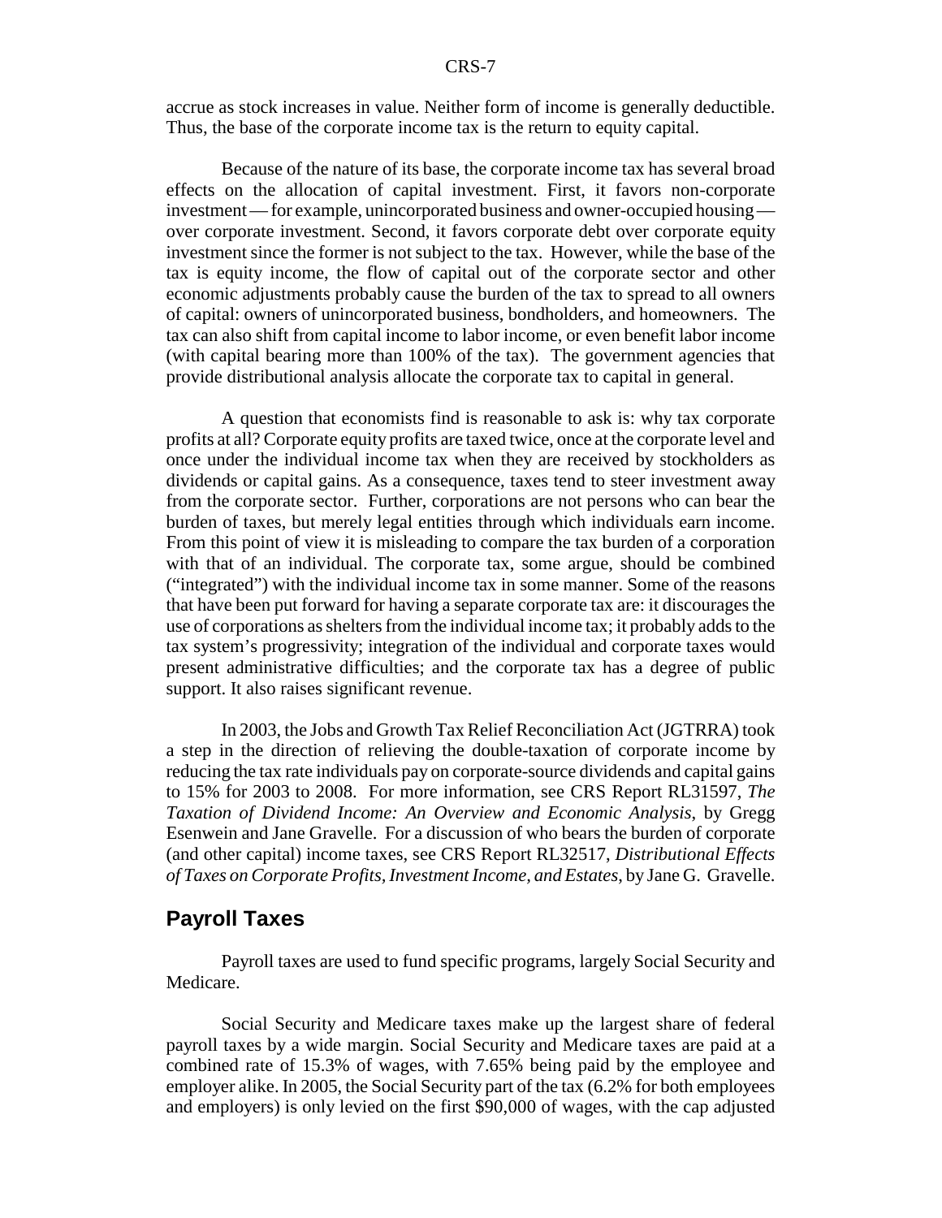accrue as stock increases in value. Neither form of income is generally deductible. Thus, the base of the corporate income tax is the return to equity capital.

Because of the nature of its base, the corporate income tax has several broad effects on the allocation of capital investment. First, it favors non-corporate investment — for example, unincorporated business and owner-occupied housing — over corporate investment. Second, it favors corporate debt over corporate equity investment since the former is not subject to the tax. However, while the base of the tax is equity income, the flow of capital out of the corporate sector and other economic adjustments probably cause the burden of the tax to spread to all owners of capital: owners of unincorporated business, bondholders, and homeowners. The tax can also shift from capital income to labor income, or even benefit labor income (with capital bearing more than 100% of the tax). The government agencies that provide distributional analysis allocate the corporate tax to capital in general.

A question that economists find is reasonable to ask is: why tax corporate profits at all? Corporate equity profits are taxed twice, once at the corporate level and once under the individual income tax when they are received by stockholders as dividends or capital gains. As a consequence, taxes tend to steer investment away from the corporate sector. Further, corporations are not persons who can bear the burden of taxes, but merely legal entities through which individuals earn income. From this point of view it is misleading to compare the tax burden of a corporation with that of an individual. The corporate tax, some argue, should be combined ("integrated") with the individual income tax in some manner. Some of the reasons that have been put forward for having a separate corporate tax are: it discourages the use of corporations as shelters from the individual income tax; it probably adds to the tax system's progressivity; integration of the individual and corporate taxes would present administrative difficulties; and the corporate tax has a degree of public support. It also raises significant revenue.

In 2003, the Jobs and Growth Tax Relief Reconciliation Act (JGTRRA) took a step in the direction of relieving the double-taxation of corporate income by reducing the tax rate individuals pay on corporate-source dividends and capital gains to 15% for 2003 to 2008. For more information, see CRS Report RL31597, *The Taxation of Dividend Income: An Overview and Economic Analysis*, by Gregg Esenwein and Jane Gravelle. For a discussion of who bears the burden of corporate (and other capital) income taxes, see CRS Report RL32517, *Distributional Effects of Taxes on Corporate Profits, Investment Income, and Estates*, by Jane G. Gravelle.

## Payroll Taxes

Payroll taxes are used to fund specific programs, largely Social Security and Medicare.

Social Security and Medicare taxes make up the largest share of federal payroll taxes by a wide margin. Social Security and Medicare taxes are paid at a combined rate of 15.3% of wages, with 7.65% being paid by the employee and employer alike. In 2005, the Social Security part of the tax (6.2% for both employees and employers) is only levied on the first $90,000 of wages, with the cap adjusted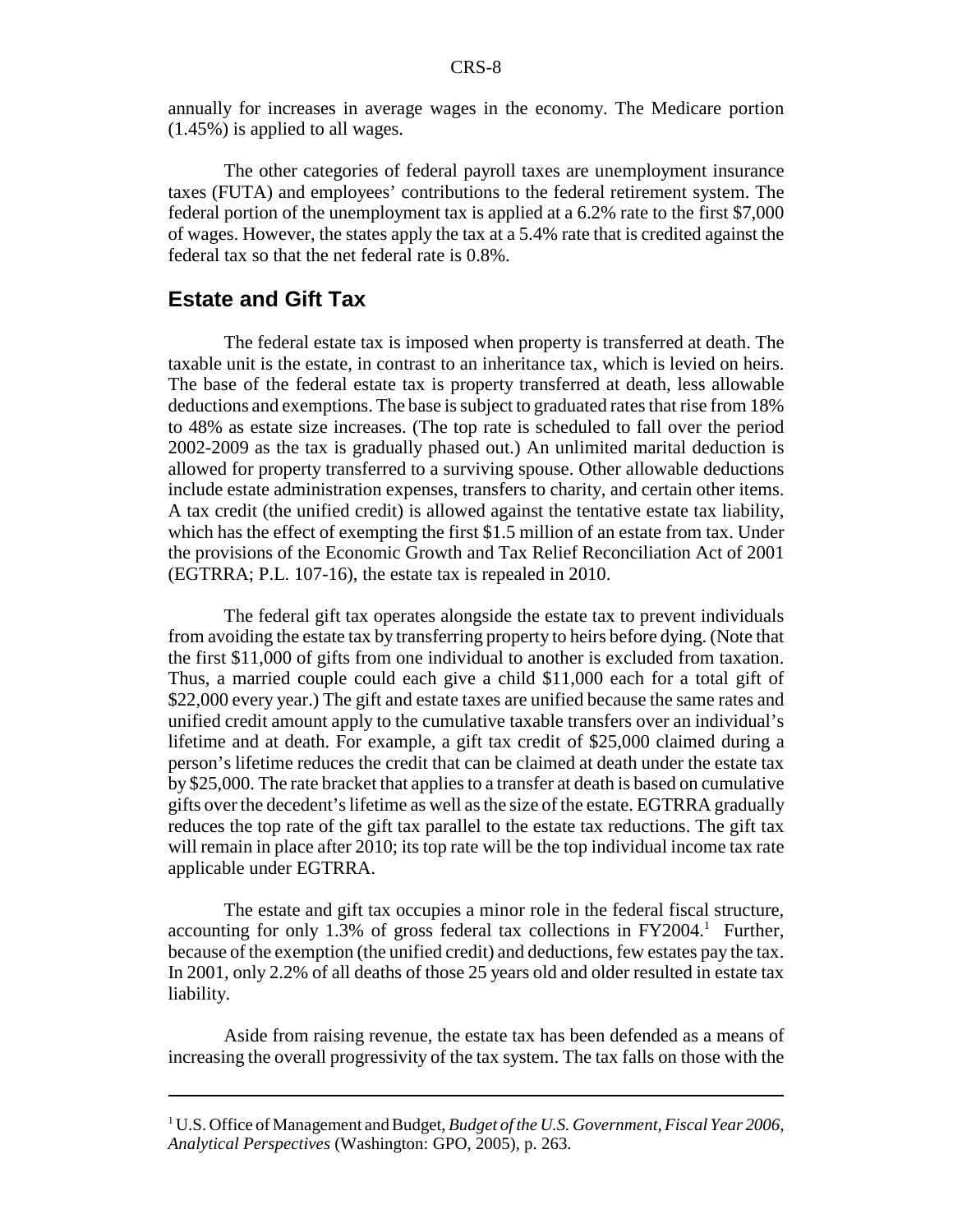annually for increases in average wages in the economy. The Medicare portion (1.45%) is applied to all wages.

The other categories of federal payroll taxes are unemployment insurance taxes (FUTA) and employees' contributions to the federal retirement system. The federal portion of the unemployment tax is applied at a 6.2% rate to the first $7,000 of wages. However, the states apply the tax at a 5.4% rate that is credited against the federal tax so that the net federal rate is 0.8%.

## Estate and Gift Tax

The federal estate tax is imposed when property is transferred at death. The taxable unit is the estate, in contrast to an inheritance tax, which is levied on heirs. The base of the federal estate tax is property transferred at death, less allowable deductions and exemptions. The base is subject to graduated rates that rise from 18% to 48% as estate size increases. (The top rate is scheduled to fall over the period 2002-2009 as the tax is gradually phased out.) An unlimited marital deduction is allowed for property transferred to a surviving spouse. Other allowable deductions include estate administration expenses, transfers to charity, and certain other items. A tax credit (the unified credit) is allowed against the tentative estate tax liability, which has the effect of exempting the first $1.5 million of an estate from tax. Under the provisions of the Economic Growth and Tax Relief Reconciliation Act of 2001 (EGTRRA; P.L. 107-16), the estate tax is repealed in 2010.

The federal gift tax operates alongside the estate tax to prevent individuals from avoiding the estate tax by transferring property to heirs before dying. (Note that the first $11,000 of gifts from one individual to another is excluded from taxation. Thus, a married couple could each give a child $11,000 each for a total gift of $22,000 every year.) The gift and estate taxes are unified because the same rates and unified credit amount apply to the cumulative taxable transfers over an individual's lifetime and at death. For example, a gift tax credit of $25,000 claimed during a person's lifetime reduces the credit that can be claimed at death under the estate tax by $25,000. The rate bracket that applies to a transfer at death is based on cumulative gifts over the decedent's lifetime as well as the size of the estate. EGTRRA gradually reduces the top rate of the gift tax parallel to the estate tax reductions. The gift tax will remain in place after 2010; its top rate will be the top individual income tax rate applicable under EGTRRA.

The estate and gift tax occupies a minor role in the federal fiscal structure, accounting for only 1.3% of gross federal tax collections in FY2004.[1] Further, because of the exemption (the unified credit) and deductions, few estates pay the tax. In 2001, only 2.2% of all deaths of those 25 years old and older resulted in estate tax liability.

Aside from raising revenue, the estate tax has been defended as a means of increasing the overall progressivity of the tax system. The tax falls on those with the

---

[1] U.S. Office of Management and Budget, *Budget of the U.S. Government, Fiscal Year 2006, Analytical Perspectives* (Washington: GPO, 2005), p. 263.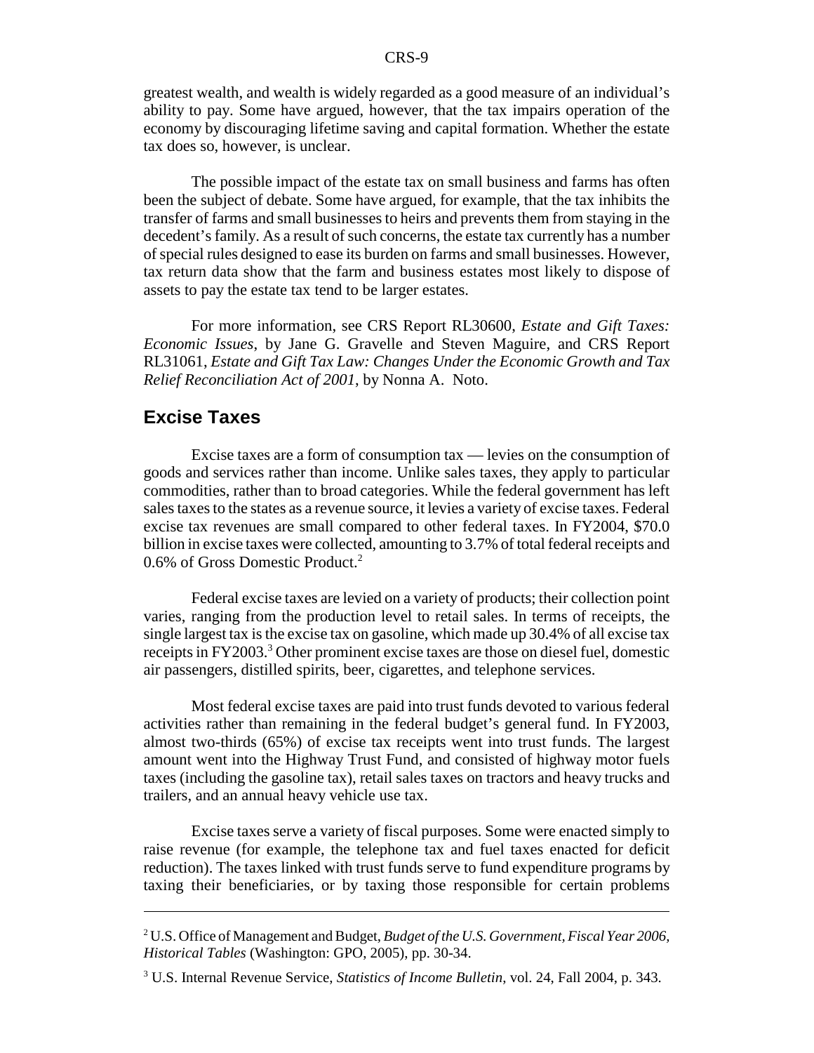greatest wealth, and wealth is widely regarded as a good measure of an individual's ability to pay. Some have argued, however, that the tax impairs operation of the economy by discouraging lifetime saving and capital formation. Whether the estate tax does so, however, is unclear.

The possible impact of the estate tax on small business and farms has often been the subject of debate. Some have argued, for example, that the tax inhibits the transfer of farms and small businesses to heirs and prevents them from staying in the decedent's family. As a result of such concerns, the estate tax currently has a number of special rules designed to ease its burden on farms and small businesses. However, tax return data show that the farm and business estates most likely to dispose of assets to pay the estate tax tend to be larger estates.

For more information, see CRS Report RL30600, *Estate and Gift Taxes: Economic Issues*, by Jane G. Gravelle and Steven Maguire, and CRS Report RL31061, *Estate and Gift Tax Law: Changes Under the Economic Growth and Tax Relief Reconciliation Act of 2001*, by Nonna A. Noto.

## Excise Taxes

Excise taxes are a form of consumption tax — levies on the consumption of goods and services rather than income. Unlike sales taxes, they apply to particular commodities, rather than to broad categories. While the federal government has left sales taxes to the states as a revenue source, it levies a variety of excise taxes. Federal excise tax revenues are small compared to other federal taxes. In FY2004, $70.0 billion in excise taxes were collected, amounting to 3.7% of total federal receipts and 0.6% of Gross Domestic Product.[2]

Federal excise taxes are levied on a variety of products; their collection point varies, ranging from the production level to retail sales. In terms of receipts, the single largest tax is the excise tax on gasoline, which made up 30.4% of all excise tax receipts in FY2003.[3] Other prominent excise taxes are those on diesel fuel, domestic air passengers, distilled spirits, beer, cigarettes, and telephone services.

Most federal excise taxes are paid into trust funds devoted to various federal activities rather than remaining in the federal budget's general fund. In FY2003, almost two-thirds (65%) of excise tax receipts went into trust funds. The largest amount went into the Highway Trust Fund, and consisted of highway motor fuels taxes (including the gasoline tax), retail sales taxes on tractors and heavy trucks and trailers, and an annual heavy vehicle use tax.

Excise taxes serve a variety of fiscal purposes. Some were enacted simply to raise revenue (for example, the telephone tax and fuel taxes enacted for deficit reduction). The taxes linked with trust funds serve to fund expenditure programs by taxing their beneficiaries, or by taxing those responsible for certain problems

---

[2] U.S. Office of Management and Budget, *Budget of the U.S. Government, Fiscal Year 2006, Historical Tables* (Washington: GPO, 2005), pp. 30-34.

[3] U.S. Internal Revenue Service, *Statistics of Income Bulletin*, vol. 24, Fall 2004, p. 343.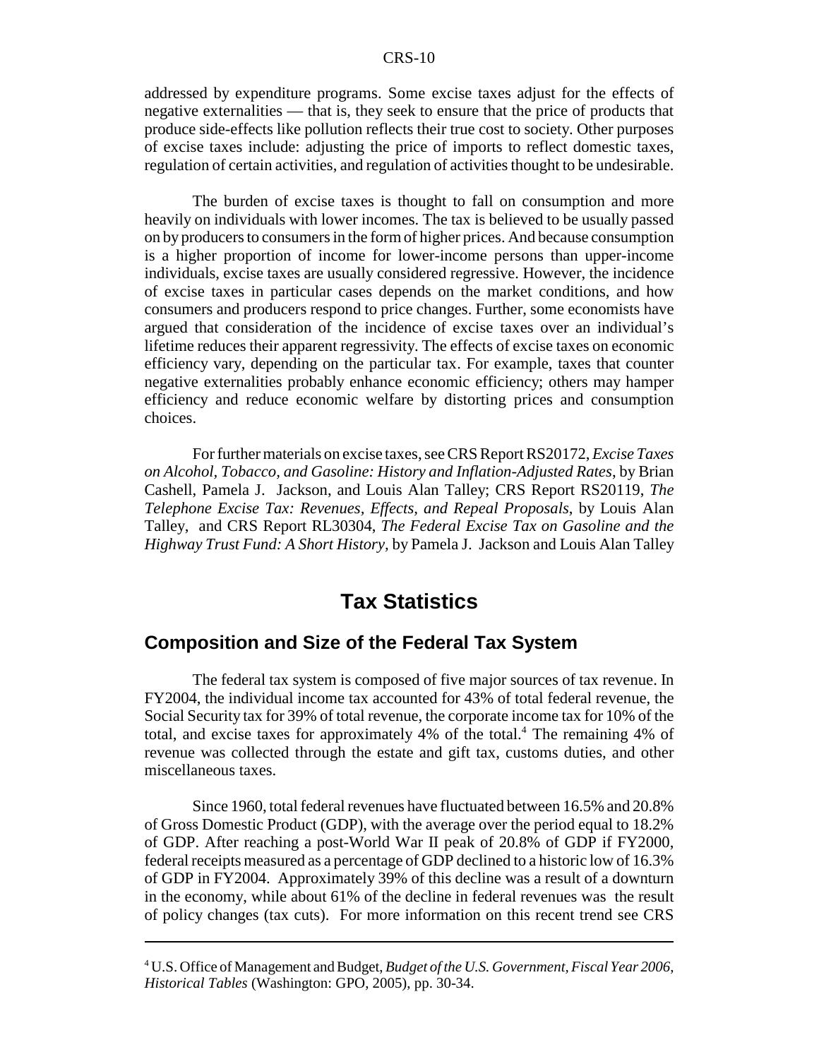addressed by expenditure programs. Some excise taxes adjust for the effects of negative externalities — that is, they seek to ensure that the price of products that produce side-effects like pollution reflects their true cost to society. Other purposes of excise taxes include: adjusting the price of imports to reflect domestic taxes, regulation of certain activities, and regulation of activities thought to be undesirable.

The burden of excise taxes is thought to fall on consumption and more heavily on individuals with lower incomes. The tax is believed to be usually passed on by producers to consumers in the form of higher prices. And because consumption is a higher proportion of income for lower-income persons than upper-income individuals, excise taxes are usually considered regressive. However, the incidence of excise taxes in particular cases depends on the market conditions, and how consumers and producers respond to price changes. Further, some economists have argued that consideration of the incidence of excise taxes over an individual's lifetime reduces their apparent regressivity. The effects of excise taxes on economic efficiency vary, depending on the particular tax. For example, taxes that counter negative externalities probably enhance economic efficiency; others may hamper efficiency and reduce economic welfare by distorting prices and consumption choices.

For further materials on excise taxes, see CRS Report RS20172, *Excise Taxes on Alcohol, Tobacco, and Gasoline: History and Inflation-Adjusted Rates*, by Brian Cashell, Pamela J. Jackson, and Louis Alan Talley; CRS Report RS20119, *The Telephone Excise Tax: Revenues, Effects, and Repeal Proposals*, by Louis Alan Talley, and CRS Report RL30304, *The Federal Excise Tax on Gasoline and the Highway Trust Fund: A Short History*, by Pamela J. Jackson and Louis Alan Talley

# Tax Statistics

## Composition and Size of the Federal Tax System

The federal tax system is composed of five major sources of tax revenue. In FY2004, the individual income tax accounted for 43% of total federal revenue, the Social Security tax for 39% of total revenue, the corporate income tax for 10% of the total, and excise taxes for approximately 4% of the total.[4] The remaining 4% of revenue was collected through the estate and gift tax, customs duties, and other miscellaneous taxes.

Since 1960, total federal revenues have fluctuated between 16.5% and 20.8% of Gross Domestic Product (GDP), with the average over the period equal to 18.2% of GDP. After reaching a post-World War II peak of 20.8% of GDP if FY2000, federal receipts measured as a percentage of GDP declined to a historic low of 16.3% of GDP in FY2004. Approximately 39% of this decline was a result of a downturn in the economy, while about 61% of the decline in federal revenues was the result of policy changes (tax cuts). For more information on this recent trend see CRS

---

[4] U.S. Office of Management and Budget, *Budget of the U.S. Government, Fiscal Year 2006, Historical Tables* (Washington: GPO, 2005), pp. 30-34.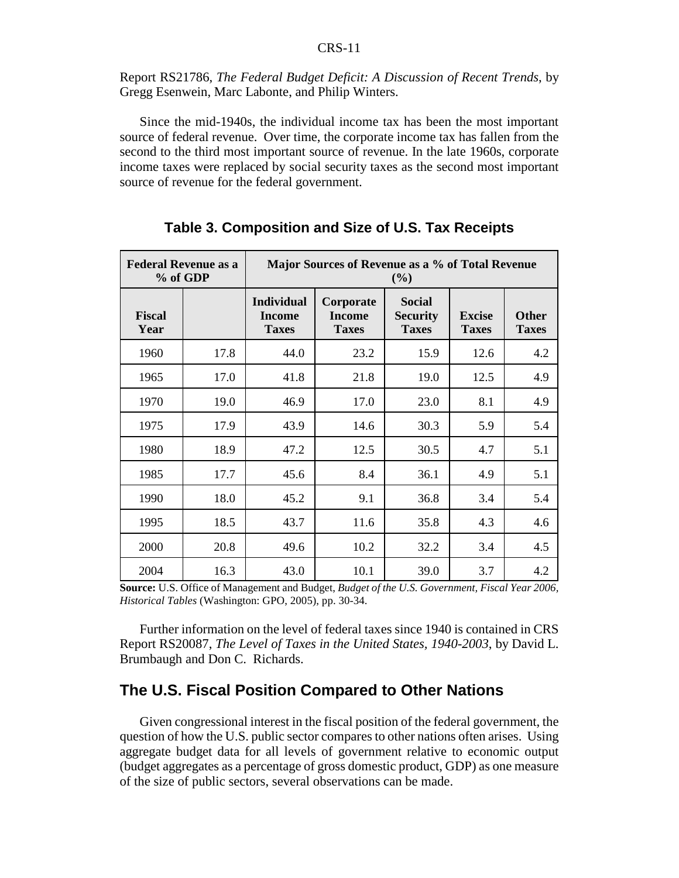Report RS21786, *The Federal Budget Deficit: A Discussion of Recent Trends*, by Gregg Esenwein, Marc Labonte, and Philip Winters.

Since the mid-1940s, the individual income tax has been the most important source of federal revenue. Over time, the corporate income tax has fallen from the second to the third most important source of revenue. In the late 1960s, corporate income taxes were replaced by social security taxes as the second most important source of revenue for the federal government.

### Table 3. Composition and Size of U.S. Tax Receipts

| Federal Revenue as a % of GDP | | Major Sources of Revenue as a % of Total Revenue (%) | | | | |
|---|---|---|---|---|---|---|
| **Fiscal Year** | | **Individual Income Taxes** | **Corporate Income Taxes** | **Social Security Taxes** | **Excise Taxes** | **Other Taxes** |
| 1960 | 17.8 | 44.0 | 23.2 | 15.9 | 12.6 | 4.2 |
| 1965 | 17.0 | 41.8 | 21.8 | 19.0 | 12.5 | 4.9 |
| 1970 | 19.0 | 46.9 | 17.0 | 23.0 | 8.1 | 4.9 |
| 1975 | 17.9 | 43.9 | 14.6 | 30.3 | 5.9 | 5.4 |
| 1980 | 18.9 | 47.2 | 12.5 | 30.5 | 4.7 | 5.1 |
| 1985 | 17.7 | 45.6 | 8.4 | 36.1 | 4.9 | 5.1 |
| 1990 | 18.0 | 45.2 | 9.1 | 36.8 | 3.4 | 5.4 |
| 1995 | 18.5 | 43.7 | 11.6 | 35.8 | 4.3 | 4.6 |
| 2000 | 20.8 | 49.6 | 10.2 | 32.2 | 3.4 | 4.5 |
| 2004 | 16.3 | 43.0 | 10.1 | 39.0 | 3.7 | 4.2 |

**Source:** U.S. Office of Management and Budget, *Budget of the U.S. Government, Fiscal Year 2006, Historical Tables* (Washington: GPO, 2005), pp. 30-34.

Further information on the level of federal taxes since 1940 is contained in CRS Report RS20087, *The Level of Taxes in the United States, 1940-2003*, by David L. Brumbaugh and Don C. Richards.

## The U.S. Fiscal Position Compared to Other Nations

Given congressional interest in the fiscal position of the federal government, the question of how the U.S. public sector compares to other nations often arises. Using aggregate budget data for all levels of government relative to economic output (budget aggregates as a percentage of gross domestic product, GDP) as one measure of the size of public sectors, several observations can be made.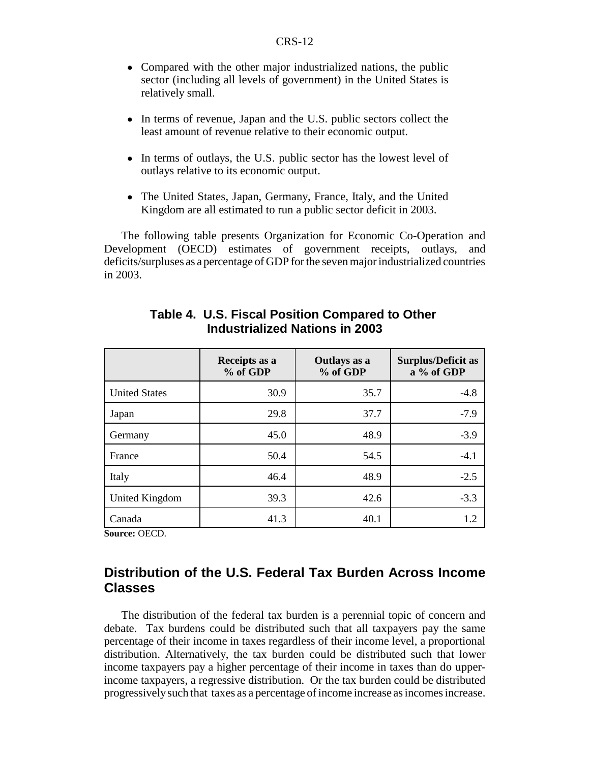- Compared with the other major industrialized nations, the public sector (including all levels of government) in the United States is relatively small.
- In terms of revenue, Japan and the U.S. public sectors collect the least amount of revenue relative to their economic output.
- In terms of outlays, the U.S. public sector has the lowest level of outlays relative to its economic output.
- The United States, Japan, Germany, France, Italy, and the United Kingdom are all estimated to run a public sector deficit in 2003.

The following table presents Organization for Economic Co-Operation and Development (OECD) estimates of government receipts, outlays, and deficits/surpluses as a percentage of GDP for the seven major industrialized countries in 2003.

**Table 4. U.S. Fiscal Position Compared to Other Industrialized Nations in 2003**

| | Receipts as a % of GDP | Outlays as a % of GDP | Surplus/Deficit as a % of GDP |
|---|---|---|---|
| United States | 30.9 | 35.7 | -4.8 |
| Japan | 29.8 | 37.7 | -7.9 |
| Germany | 45.0 | 48.9 | -3.9 |
| France | 50.4 | 54.5 | -4.1 |
| Italy | 46.4 | 48.9 | -2.5 |
| United Kingdom | 39.3 | 42.6 | -3.3 |
| Canada | 41.3 | 40.1 | 1.2 |

**Source:** OECD.

## Distribution of the U.S. Federal Tax Burden Across Income Classes

The distribution of the federal tax burden is a perennial topic of concern and debate. Tax burdens could be distributed such that all taxpayers pay the same percentage of their income in taxes regardless of their income level, a proportional distribution. Alternatively, the tax burden could be distributed such that lower income taxpayers pay a higher percentage of their income in taxes than do upper-income taxpayers, a regressive distribution. Or the tax burden could be distributed progressively such that taxes as a percentage of income increase as incomes increase.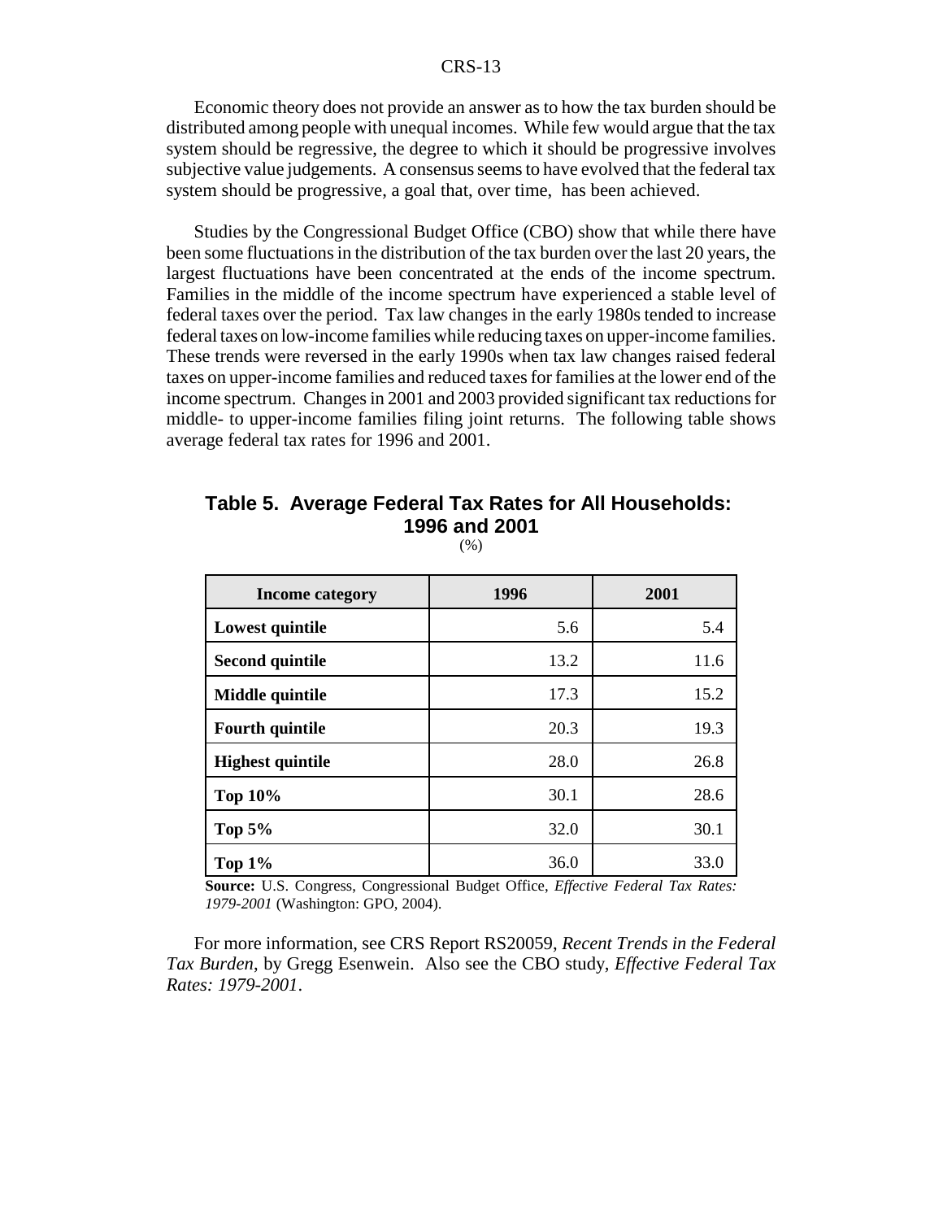Economic theory does not provide an answer as to how the tax burden should be distributed among people with unequal incomes. While few would argue that the tax system should be regressive, the degree to which it should be progressive involves subjective value judgements. A consensus seems to have evolved that the federal tax system should be progressive, a goal that, over time, has been achieved.

Studies by the Congressional Budget Office (CBO) show that while there have been some fluctuations in the distribution of the tax burden over the last 20 years, the largest fluctuations have been concentrated at the ends of the income spectrum. Families in the middle of the income spectrum have experienced a stable level of federal taxes over the period. Tax law changes in the early 1980s tended to increase federal taxes on low-income families while reducing taxes on upper-income families. These trends were reversed in the early 1990s when tax law changes raised federal taxes on upper-income families and reduced taxes for families at the lower end of the income spectrum. Changes in 2001 and 2003 provided significant tax reductions for middle- to upper-income families filing joint returns. The following table shows average federal tax rates for 1996 and 2001.

**Table 5. Average Federal Tax Rates for All Households: 1996 and 2001**

(%)

| Income category | 1996 | 2001 |
|---|---|---|
| **Lowest quintile** | 5.6 | 5.4 |
| **Second quintile** | 13.2 | 11.6 |
| **Middle quintile** | 17.3 | 15.2 |
| **Fourth quintile** | 20.3 | 19.3 |
| **Highest quintile** | 28.0 | 26.8 |
| **Top 10%** | 30.1 | 28.6 |
| **Top 5%** | 32.0 | 30.1 |
| **Top 1%** | 36.0 | 33.0 |

**Source:** U.S. Congress, Congressional Budget Office, *Effective Federal Tax Rates: 1979-2001* (Washington: GPO, 2004).

For more information, see CRS Report RS20059, *Recent Trends in the Federal Tax Burden*, by Gregg Esenwein. Also see the CBO study, *Effective Federal Tax Rates: 1979-2001*.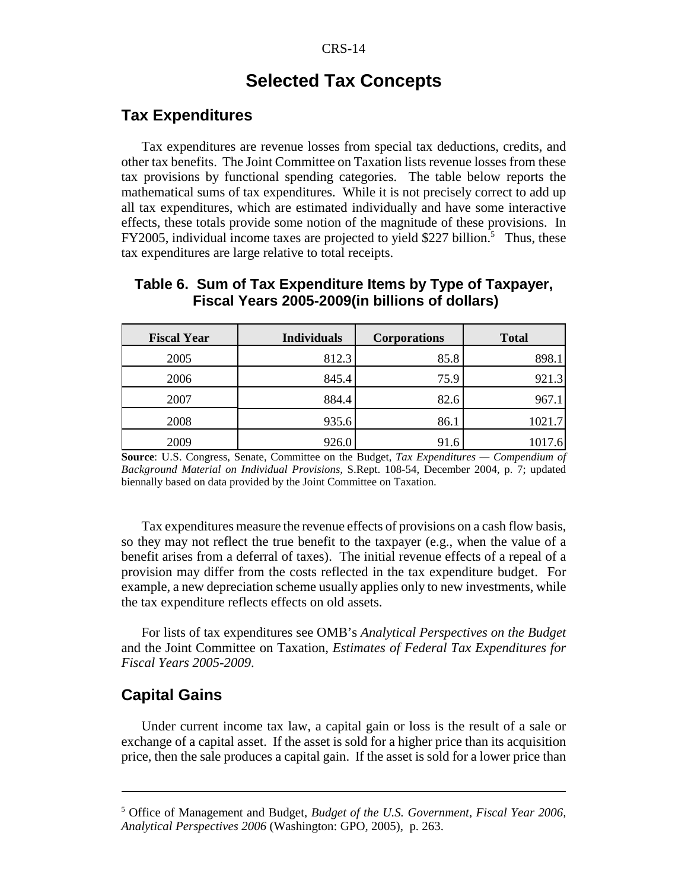# Selected Tax Concepts

## Tax Expenditures

Tax expenditures are revenue losses from special tax deductions, credits, and other tax benefits. The Joint Committee on Taxation lists revenue losses from these tax provisions by functional spending categories. The table below reports the mathematical sums of tax expenditures. While it is not precisely correct to add up all tax expenditures, which are estimated individually and have some interactive effects, these totals provide some notion of the magnitude of these provisions. In FY2005, individual income taxes are projected to yield $227 billion.[5] Thus, these tax expenditures are large relative to total receipts.

**Table 6. Sum of Tax Expenditure Items by Type of Taxpayer, Fiscal Years 2005-2009(in billions of dollars)**

| Fiscal Year | Individuals | Corporations | Total |
|---|---|---|---|
| 2005 | 812.3 | 85.8 | 898.1 |
| 2006 | 845.4 | 75.9 | 921.3 |
| 2007 | 884.4 | 82.6 | 967.1 |
| 2008 | 935.6 | 86.1 | 1021.7 |
| 2009 | 926.0 | 91.6 | 1017.6 |

**Source**: U.S. Congress, Senate, Committee on the Budget, *Tax Expenditures — Compendium of Background Material on Individual Provisions*, S.Rept. 108-54, December 2004, p. 7; updated biennally based on data provided by the Joint Committee on Taxation.

Tax expenditures measure the revenue effects of provisions on a cash flow basis, so they may not reflect the true benefit to the taxpayer (e.g., when the value of a benefit arises from a deferral of taxes). The initial revenue effects of a repeal of a provision may differ from the costs reflected in the tax expenditure budget. For example, a new depreciation scheme usually applies only to new investments, while the tax expenditure reflects effects on old assets.

For lists of tax expenditures see OMB's *Analytical Perspectives on the Budget* and the Joint Committee on Taxation, *Estimates of Federal Tax Expenditures for Fiscal Years 2005-2009*.

## Capital Gains

Under current income tax law, a capital gain or loss is the result of a sale or exchange of a capital asset. If the asset is sold for a higher price than its acquisition price, then the sale produces a capital gain. If the asset is sold for a lower price than

---

[5] Office of Management and Budget, *Budget of the U.S. Government, Fiscal Year 2006, Analytical Perspectives 2006* (Washington: GPO, 2005), p. 263.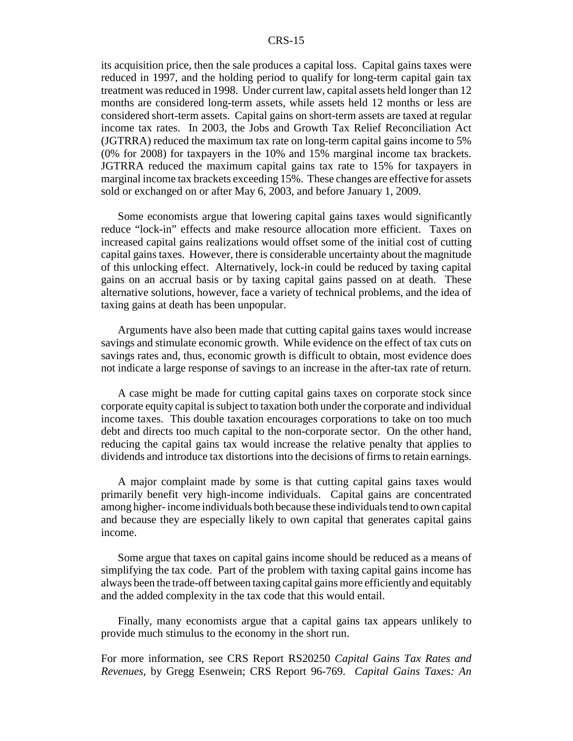its acquisition price, then the sale produces a capital loss. Capital gains taxes were reduced in 1997, and the holding period to qualify for long-term capital gain tax treatment was reduced in 1998. Under current law, capital assets held longer than 12 months are considered long-term assets, while assets held 12 months or less are considered short-term assets. Capital gains on short-term assets are taxed at regular income tax rates. In 2003, the Jobs and Growth Tax Relief Reconciliation Act (JGTRRA) reduced the maximum tax rate on long-term capital gains income to 5% (0% for 2008) for taxpayers in the 10% and 15% marginal income tax brackets. JGTRRA reduced the maximum capital gains tax rate to 15% for taxpayers in marginal income tax brackets exceeding 15%. These changes are effective for assets sold or exchanged on or after May 6, 2003, and before January 1, 2009.

Some economists argue that lowering capital gains taxes would significantly reduce "lock-in" effects and make resource allocation more efficient. Taxes on increased capital gains realizations would offset some of the initial cost of cutting capital gains taxes. However, there is considerable uncertainty about the magnitude of this unlocking effect. Alternatively, lock-in could be reduced by taxing capital gains on an accrual basis or by taxing capital gains passed on at death. These alternative solutions, however, face a variety of technical problems, and the idea of taxing gains at death has been unpopular.

Arguments have also been made that cutting capital gains taxes would increase savings and stimulate economic growth. While evidence on the effect of tax cuts on savings rates and, thus, economic growth is difficult to obtain, most evidence does not indicate a large response of savings to an increase in the after-tax rate of return.

A case might be made for cutting capital gains taxes on corporate stock since corporate equity capital is subject to taxation both under the corporate and individual income taxes. This double taxation encourages corporations to take on too much debt and directs too much capital to the non-corporate sector. On the other hand, reducing the capital gains tax would increase the relative penalty that applies to dividends and introduce tax distortions into the decisions of firms to retain earnings.

A major complaint made by some is that cutting capital gains taxes would primarily benefit very high-income individuals. Capital gains are concentrated among higher- income individuals both because these individuals tend to own capital and because they are especially likely to own capital that generates capital gains income.

Some argue that taxes on capital gains income should be reduced as a means of simplifying the tax code. Part of the problem with taxing capital gains income has always been the trade-off between taxing capital gains more efficiently and equitably and the added complexity in the tax code that this would entail.

Finally, many economists argue that a capital gains tax appears unlikely to provide much stimulus to the economy in the short run.

For more information, see CRS Report RS20250 *Capital Gains Tax Rates and Revenues*, by Gregg Esenwein; CRS Report 96-769. *Capital Gains Taxes: An*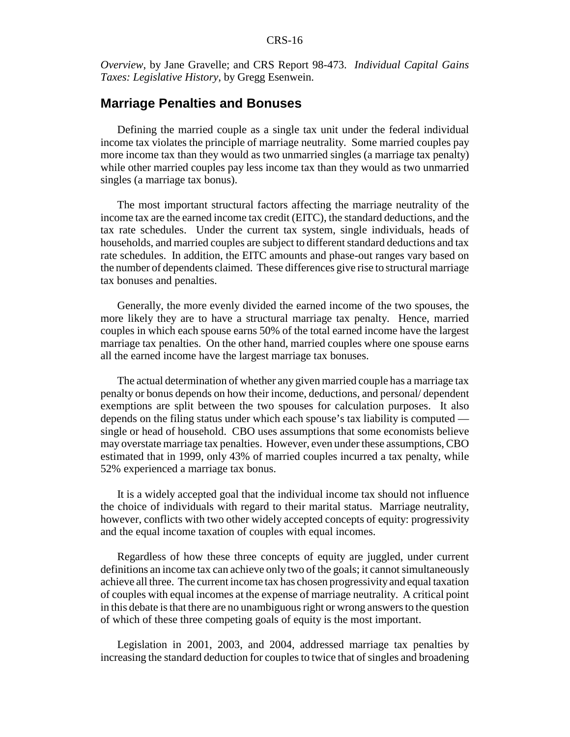*Overview*, by Jane Gravelle; and CRS Report 98-473. *Individual Capital Gains Taxes: Legislative History*, by Gregg Esenwein.

## Marriage Penalties and Bonuses

Defining the married couple as a single tax unit under the federal individual income tax violates the principle of marriage neutrality. Some married couples pay more income tax than they would as two unmarried singles (a marriage tax penalty) while other married couples pay less income tax than they would as two unmarried singles (a marriage tax bonus).

The most important structural factors affecting the marriage neutrality of the income tax are the earned income tax credit (EITC), the standard deductions, and the tax rate schedules. Under the current tax system, single individuals, heads of households, and married couples are subject to different standard deductions and tax rate schedules. In addition, the EITC amounts and phase-out ranges vary based on the number of dependents claimed. These differences give rise to structural marriage tax bonuses and penalties.

Generally, the more evenly divided the earned income of the two spouses, the more likely they are to have a structural marriage tax penalty. Hence, married couples in which each spouse earns 50% of the total earned income have the largest marriage tax penalties. On the other hand, married couples where one spouse earns all the earned income have the largest marriage tax bonuses.

The actual determination of whether any given married couple has a marriage tax penalty or bonus depends on how their income, deductions, and personal/ dependent exemptions are split between the two spouses for calculation purposes. It also depends on the filing status under which each spouse's tax liability is computed — single or head of household. CBO uses assumptions that some economists believe may overstate marriage tax penalties. However, even under these assumptions, CBO estimated that in 1999, only 43% of married couples incurred a tax penalty, while 52% experienced a marriage tax bonus.

It is a widely accepted goal that the individual income tax should not influence the choice of individuals with regard to their marital status. Marriage neutrality, however, conflicts with two other widely accepted concepts of equity: progressivity and the equal income taxation of couples with equal incomes.

Regardless of how these three concepts of equity are juggled, under current definitions an income tax can achieve only two of the goals; it cannot simultaneously achieve all three. The current income tax has chosen progressivity and equal taxation of couples with equal incomes at the expense of marriage neutrality. A critical point in this debate is that there are no unambiguous right or wrong answers to the question of which of these three competing goals of equity is the most important.

Legislation in 2001, 2003, and 2004, addressed marriage tax penalties by increasing the standard deduction for couples to twice that of singles and broadening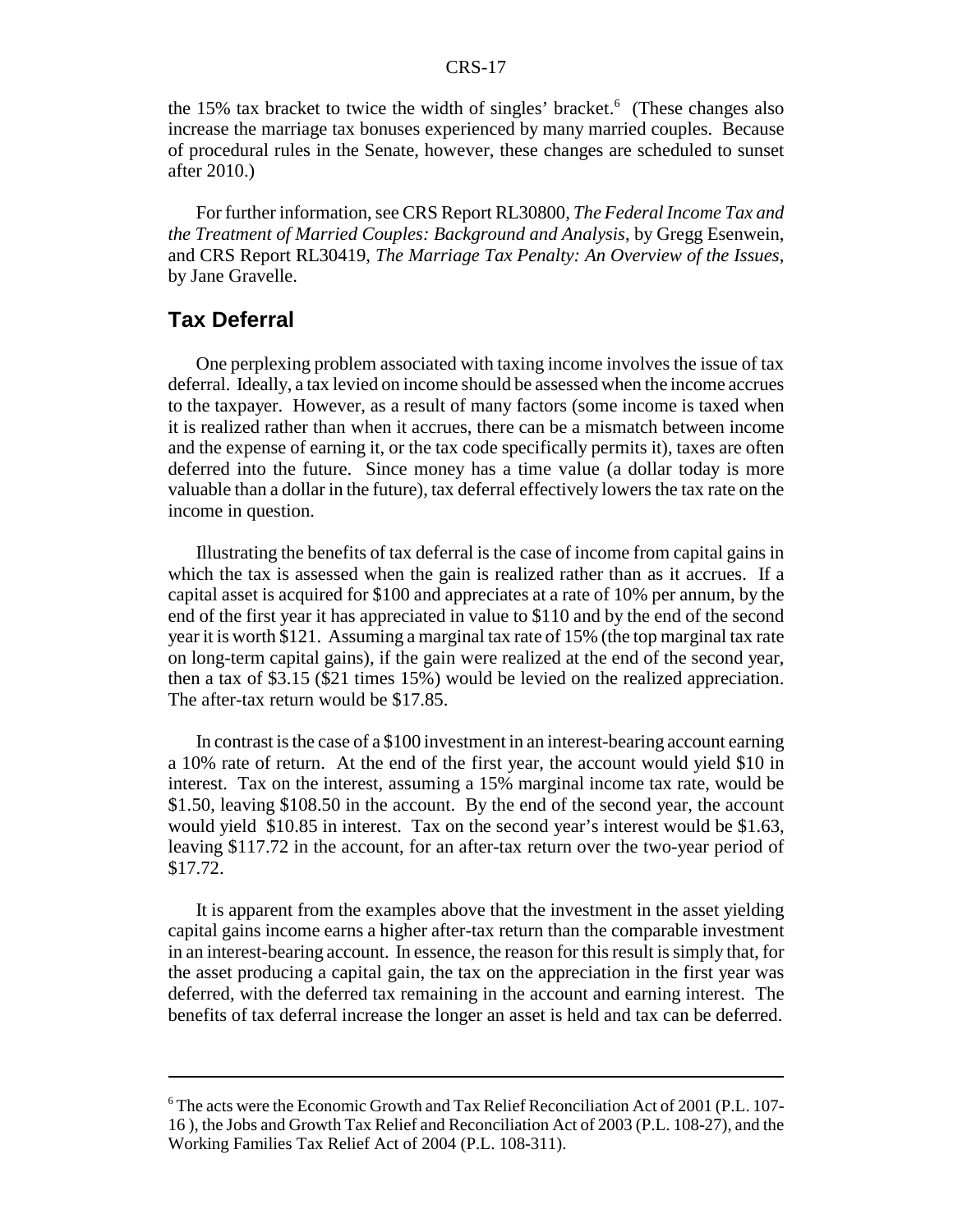the 15% tax bracket to twice the width of singles' bracket.[6] (These changes also increase the marriage tax bonuses experienced by many married couples. Because of procedural rules in the Senate, however, these changes are scheduled to sunset after 2010.)

For further information, see CRS Report RL30800, *The Federal Income Tax and the Treatment of Married Couples: Background and Analysis*, by Gregg Esenwein, and CRS Report RL30419, *The Marriage Tax Penalty: An Overview of the Issues*, by Jane Gravelle.

## Tax Deferral

One perplexing problem associated with taxing income involves the issue of tax deferral. Ideally, a tax levied on income should be assessed when the income accrues to the taxpayer. However, as a result of many factors (some income is taxed when it is realized rather than when it accrues, there can be a mismatch between income and the expense of earning it, or the tax code specifically permits it), taxes are often deferred into the future. Since money has a time value (a dollar today is more valuable than a dollar in the future), tax deferral effectively lowers the tax rate on the income in question.

Illustrating the benefits of tax deferral is the case of income from capital gains in which the tax is assessed when the gain is realized rather than as it accrues. If a capital asset is acquired for $100 and appreciates at a rate of 10% per annum, by the end of the first year it has appreciated in value to $110 and by the end of the second year it is worth $121. Assuming a marginal tax rate of 15% (the top marginal tax rate on long-term capital gains), if the gain were realized at the end of the second year, then a tax of $3.15 ($21 times 15%) would be levied on the realized appreciation. The after-tax return would be $17.85.

In contrast is the case of a $100 investment in an interest-bearing account earning a 10% rate of return. At the end of the first year, the account would yield $10 in interest. Tax on the interest, assuming a 15% marginal income tax rate, would be $1.50, leaving $108.50 in the account. By the end of the second year, the account would yield $10.85 in interest. Tax on the second year's interest would be $1.63, leaving $117.72 in the account, for an after-tax return over the two-year period of $17.72.

It is apparent from the examples above that the investment in the asset yielding capital gains income earns a higher after-tax return than the comparable investment in an interest-bearing account. In essence, the reason for this result is simply that, for the asset producing a capital gain, the tax on the appreciation in the first year was deferred, with the deferred tax remaining in the account and earning interest. The benefits of tax deferral increase the longer an asset is held and tax can be deferred.

---

[6] The acts were the Economic Growth and Tax Relief Reconciliation Act of 2001 (P.L. 107-16 ), the Jobs and Growth Tax Relief and Reconciliation Act of 2003 (P.L. 108-27), and the Working Families Tax Relief Act of 2004 (P.L. 108-311).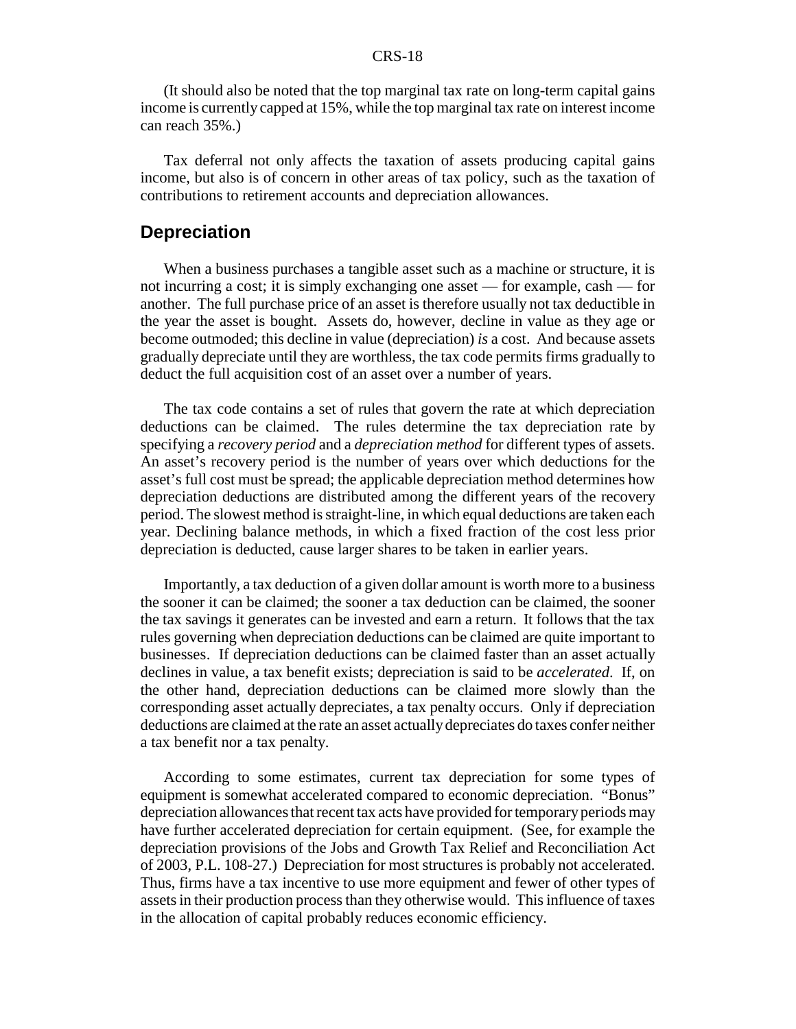(It should also be noted that the top marginal tax rate on long-term capital gains income is currently capped at 15%, while the top marginal tax rate on interest income can reach 35%.)

Tax deferral not only affects the taxation of assets producing capital gains income, but also is of concern in other areas of tax policy, such as the taxation of contributions to retirement accounts and depreciation allowances.

## Depreciation

When a business purchases a tangible asset such as a machine or structure, it is not incurring a cost; it is simply exchanging one asset — for example, cash — for another. The full purchase price of an asset is therefore usually not tax deductible in the year the asset is bought. Assets do, however, decline in value as they age or become outmoded; this decline in value (depreciation) *is* a cost. And because assets gradually depreciate until they are worthless, the tax code permits firms gradually to deduct the full acquisition cost of an asset over a number of years.

The tax code contains a set of rules that govern the rate at which depreciation deductions can be claimed. The rules determine the tax depreciation rate by specifying a *recovery period* and a *depreciation method* for different types of assets. An asset's recovery period is the number of years over which deductions for the asset's full cost must be spread; the applicable depreciation method determines how depreciation deductions are distributed among the different years of the recovery period. The slowest method is straight-line, in which equal deductions are taken each year. Declining balance methods, in which a fixed fraction of the cost less prior depreciation is deducted, cause larger shares to be taken in earlier years.

Importantly, a tax deduction of a given dollar amount is worth more to a business the sooner it can be claimed; the sooner a tax deduction can be claimed, the sooner the tax savings it generates can be invested and earn a return. It follows that the tax rules governing when depreciation deductions can be claimed are quite important to businesses. If depreciation deductions can be claimed faster than an asset actually declines in value, a tax benefit exists; depreciation is said to be *accelerated*. If, on the other hand, depreciation deductions can be claimed more slowly than the corresponding asset actually depreciates, a tax penalty occurs. Only if depreciation deductions are claimed at the rate an asset actually depreciates do taxes confer neither a tax benefit nor a tax penalty.

According to some estimates, current tax depreciation for some types of equipment is somewhat accelerated compared to economic depreciation. "Bonus" depreciation allowances that recent tax acts have provided for temporary periods may have further accelerated depreciation for certain equipment. (See, for example the depreciation provisions of the Jobs and Growth Tax Relief and Reconciliation Act of 2003, P.L. 108-27.) Depreciation for most structures is probably not accelerated. Thus, firms have a tax incentive to use more equipment and fewer of other types of assets in their production process than they otherwise would. This influence of taxes in the allocation of capital probably reduces economic efficiency.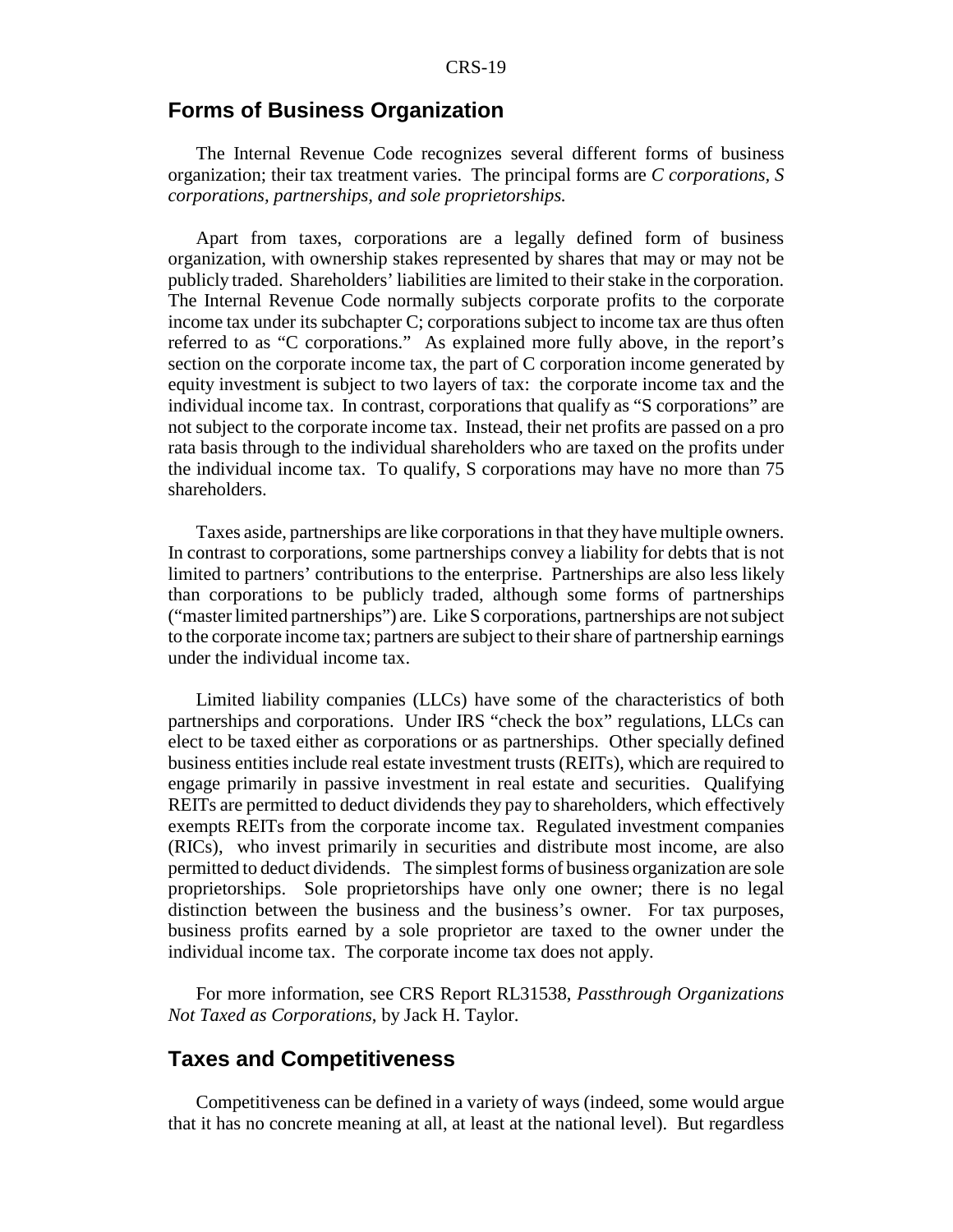## Forms of Business Organization

The Internal Revenue Code recognizes several different forms of business organization; their tax treatment varies. The principal forms are *C corporations, S corporations, partnerships, and sole proprietorships.*

Apart from taxes, corporations are a legally defined form of business organization, with ownership stakes represented by shares that may or may not be publicly traded. Shareholders' liabilities are limited to their stake in the corporation. The Internal Revenue Code normally subjects corporate profits to the corporate income tax under its subchapter C; corporations subject to income tax are thus often referred to as "C corporations." As explained more fully above, in the report's section on the corporate income tax, the part of C corporation income generated by equity investment is subject to two layers of tax: the corporate income tax and the individual income tax. In contrast, corporations that qualify as "S corporations" are not subject to the corporate income tax. Instead, their net profits are passed on a pro rata basis through to the individual shareholders who are taxed on the profits under the individual income tax. To qualify, S corporations may have no more than 75 shareholders.

Taxes aside, partnerships are like corporations in that they have multiple owners. In contrast to corporations, some partnerships convey a liability for debts that is not limited to partners' contributions to the enterprise. Partnerships are also less likely than corporations to be publicly traded, although some forms of partnerships ("master limited partnerships") are. Like S corporations, partnerships are not subject to the corporate income tax; partners are subject to their share of partnership earnings under the individual income tax.

Limited liability companies (LLCs) have some of the characteristics of both partnerships and corporations. Under IRS "check the box" regulations, LLCs can elect to be taxed either as corporations or as partnerships. Other specially defined business entities include real estate investment trusts (REITs), which are required to engage primarily in passive investment in real estate and securities. Qualifying REITs are permitted to deduct dividends they pay to shareholders, which effectively exempts REITs from the corporate income tax. Regulated investment companies (RICs), who invest primarily in securities and distribute most income, are also permitted to deduct dividends. The simplest forms of business organization are sole proprietorships. Sole proprietorships have only one owner; there is no legal distinction between the business and the business's owner. For tax purposes, business profits earned by a sole proprietor are taxed to the owner under the individual income tax. The corporate income tax does not apply.

For more information, see CRS Report RL31538, *Passthrough Organizations Not Taxed as Corporations*, by Jack H. Taylor.

## Taxes and Competitiveness

Competitiveness can be defined in a variety of ways (indeed, some would argue that it has no concrete meaning at all, at least at the national level). But regardless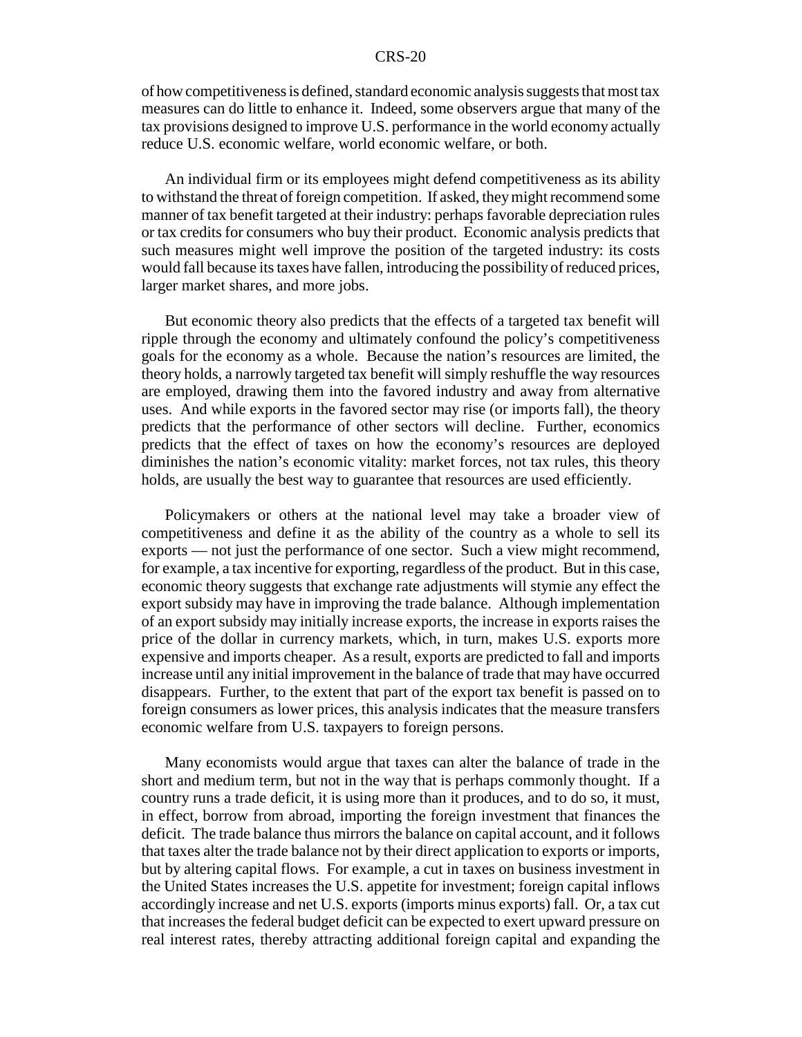of how competitiveness is defined, standard economic analysis suggests that most tax measures can do little to enhance it. Indeed, some observers argue that many of the tax provisions designed to improve U.S. performance in the world economy actually reduce U.S. economic welfare, world economic welfare, or both.

An individual firm or its employees might defend competitiveness as its ability to withstand the threat of foreign competition. If asked, they might recommend some manner of tax benefit targeted at their industry: perhaps favorable depreciation rules or tax credits for consumers who buy their product. Economic analysis predicts that such measures might well improve the position of the targeted industry: its costs would fall because its taxes have fallen, introducing the possibility of reduced prices, larger market shares, and more jobs.

But economic theory also predicts that the effects of a targeted tax benefit will ripple through the economy and ultimately confound the policy's competitiveness goals for the economy as a whole. Because the nation's resources are limited, the theory holds, a narrowly targeted tax benefit will simply reshuffle the way resources are employed, drawing them into the favored industry and away from alternative uses. And while exports in the favored sector may rise (or imports fall), the theory predicts that the performance of other sectors will decline. Further, economics predicts that the effect of taxes on how the economy's resources are deployed diminishes the nation's economic vitality: market forces, not tax rules, this theory holds, are usually the best way to guarantee that resources are used efficiently.

Policymakers or others at the national level may take a broader view of competitiveness and define it as the ability of the country as a whole to sell its exports — not just the performance of one sector. Such a view might recommend, for example, a tax incentive for exporting, regardless of the product. But in this case, economic theory suggests that exchange rate adjustments will stymie any effect the export subsidy may have in improving the trade balance. Although implementation of an export subsidy may initially increase exports, the increase in exports raises the price of the dollar in currency markets, which, in turn, makes U.S. exports more expensive and imports cheaper. As a result, exports are predicted to fall and imports increase until any initial improvement in the balance of trade that may have occurred disappears. Further, to the extent that part of the export tax benefit is passed on to foreign consumers as lower prices, this analysis indicates that the measure transfers economic welfare from U.S. taxpayers to foreign persons.

Many economists would argue that taxes can alter the balance of trade in the short and medium term, but not in the way that is perhaps commonly thought. If a country runs a trade deficit, it is using more than it produces, and to do so, it must, in effect, borrow from abroad, importing the foreign investment that finances the deficit. The trade balance thus mirrors the balance on capital account, and it follows that taxes alter the trade balance not by their direct application to exports or imports, but by altering capital flows. For example, a cut in taxes on business investment in the United States increases the U.S. appetite for investment; foreign capital inflows accordingly increase and net U.S. exports (imports minus exports) fall. Or, a tax cut that increases the federal budget deficit can be expected to exert upward pressure on real interest rates, thereby attracting additional foreign capital and expanding the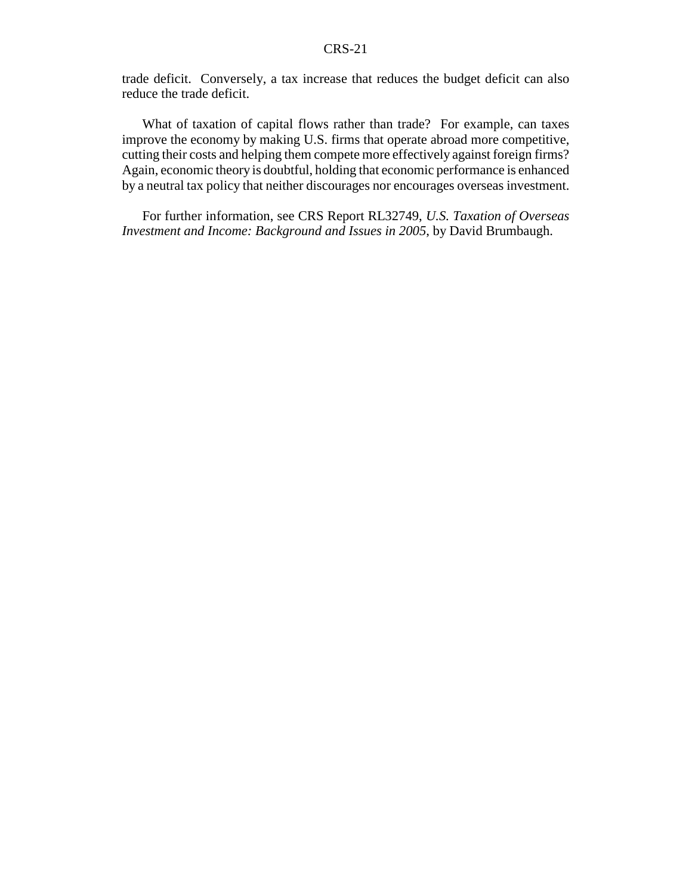trade deficit. Conversely, a tax increase that reduces the budget deficit can also reduce the trade deficit.

What of taxation of capital flows rather than trade? For example, can taxes improve the economy by making U.S. firms that operate abroad more competitive, cutting their costs and helping them compete more effectively against foreign firms? Again, economic theory is doubtful, holding that economic performance is enhanced by a neutral tax policy that neither discourages nor encourages overseas investment.

For further information, see CRS Report RL32749, *U.S. Taxation of Overseas Investment and Income: Background and Issues in 2005*, by David Brumbaugh.